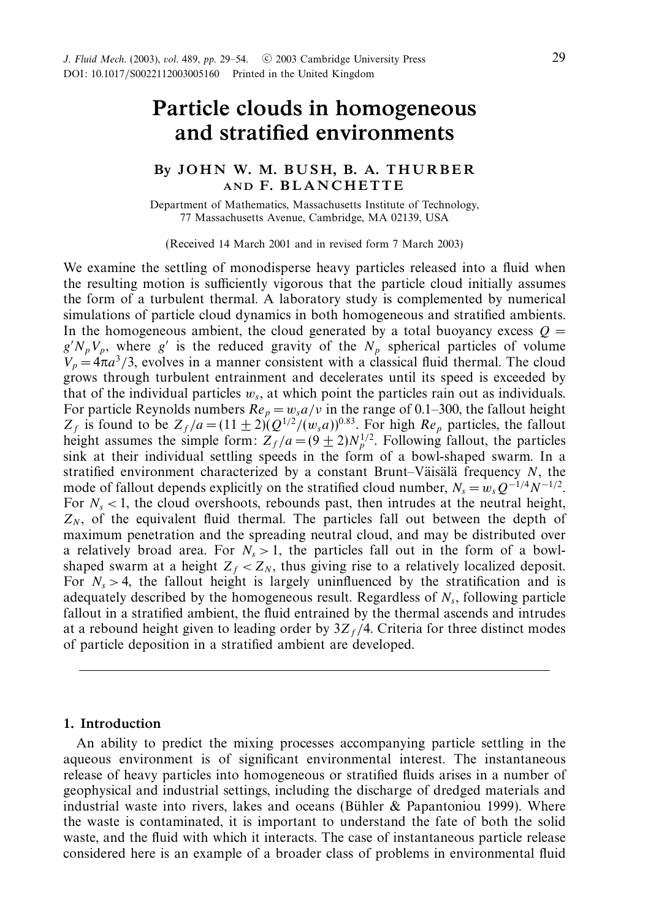# Particle clouds in homogeneous and stratified environments

By **JOHN W. M. BUSH, B. A. THURBER AND F. BLANCHETTE**

Department of Mathematics, Massachusetts Institute of Technology, 77 Massachusetts Avenue, Cambridge, MA 02139, USA

(Received 14 March 2001 and in revised form 7 March 2003)

We examine the settling of monodisperse heavy particles released into a fluid when the resulting motion is sufficiently vigorous that the particle cloud initially assumes the form of a turbulent thermal. A laboratory study is complemented by numerical simulations of particle cloud dynamics in both homogeneous and stratified ambients. In the homogeneous ambient, the cloud generated by a total buoyancy excess $Q = g'N_pV_p$, where $g'$ is the reduced gravity of the $N_p$ spherical particles of volume $V_p = 4\pi a^3/3$, evolves in a manner consistent with a classical fluid thermal. The cloud grows through turbulent entrainment and decelerates until its speed is exceeded by that of the individual particles $w_s$, at which point the particles rain out as individuals. For particle Reynolds numbers $Re_p = w_s a/\nu$ in the range of 0.1–300, the fallout height $Z_f$ is found to be $Z_f/a = (11 \pm 2)(Q^{1/2}/(w_s a))^{0.83}$. For high $Re_p$ particles, the fallout height assumes the simple form: $Z_f/a = (9 \pm 2)N_p^{1/2}$. Following fallout, the particles sink at their individual settling speeds in the form of a bowl-shaped swarm. In a stratified environment characterized by a constant Brunt–Väisälä frequency $N$, the mode of fallout depends explicitly on the stratified cloud number, $N_s = w_s Q^{-1/4}N^{-1/2}$. For $N_s < 1$, the cloud overshoots, rebounds past, then intrudes at the neutral height, $Z_N$, of the equivalent fluid thermal. The particles fall out between the depth of maximum penetration and the spreading neutral cloud, and may be distributed over a relatively broad area. For $N_s > 1$, the particles fall out in the form of a bowl-shaped swarm at a height $Z_f < Z_N$, thus giving rise to a relatively localized deposit. For $N_s > 4$, the fallout height is largely uninfluenced by the stratification and is adequately described by the homogeneous result. Regardless of $N_s$, following particle fallout in a stratified ambient, the fluid entrained by the thermal ascends and intrudes at a rebound height given to leading order by $3Z_f/4$. Criteria for three distinct modes of particle deposition in a stratified ambient are developed.

## 1. Introduction

An ability to predict the mixing processes accompanying particle settling in the aqueous environment is of significant environmental interest. The instantaneous release of heavy particles into homogeneous or stratified fluids arises in a number of geophysical and industrial settings, including the discharge of dredged materials and industrial waste into rivers, lakes and oceans (Bühler & Papantoniou 1999). Where the waste is contaminated, it is important to understand the fate of both the solid waste, and the fluid with which it interacts. The case of instantaneous particle release considered here is an example of a broader class of problems in environmental fluid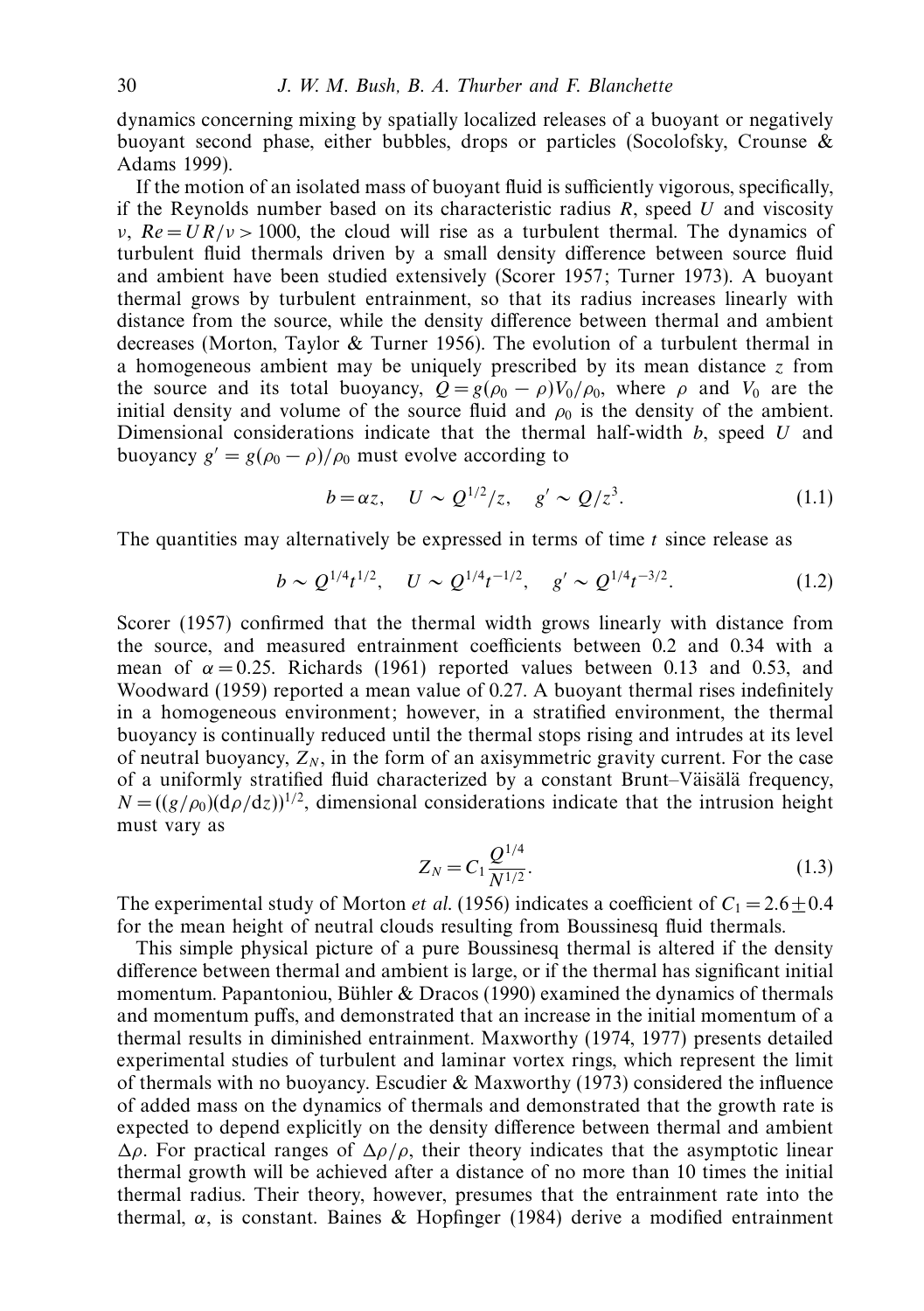dynamics concerning mixing by spatially localized releases of a buoyant or negatively buoyant second phase, either bubbles, drops or particles (Socolofsky, Crounse & Adams 1999).

If the motion of an isolated mass of buoyant fluid is sufficiently vigorous, specifically, if the Reynolds number based on its characteristic radius $R$, speed $U$ and viscosity $\nu$, $Re = UR/\nu > 1000$, the cloud will rise as a turbulent thermal. The dynamics of turbulent fluid thermals driven by a small density difference between source fluid and ambient have been studied extensively (Scorer 1957; Turner 1973). A buoyant thermal grows by turbulent entrainment, so that its radius increases linearly with distance from the source, while the density difference between thermal and ambient decreases (Morton, Taylor & Turner 1956). The evolution of a turbulent thermal in a homogeneous ambient may be uniquely prescribed by its mean distance $z$ from the source and its total buoyancy, $Q = g(\rho_0 - \rho)V_0/\rho_0$, where $\rho$ and $V_0$ are the initial density and volume of the source fluid and $\rho_0$ is the density of the ambient. Dimensional considerations indicate that the thermal half-width $b$, speed $U$ and buoyancy $g' = g(\rho_0 - \rho)/\rho_0$ must evolve according to

$$b = \alpha z, \quad U \sim Q^{1/2}/z, \quad g' \sim Q/z^3. \tag{1.1}$$

The quantities may alternatively be expressed in terms of time $t$ since release as

$$b \sim Q^{1/4}t^{1/2}, \quad U \sim Q^{1/4}t^{-1/2}, \quad g' \sim Q^{1/4}t^{-3/2}. \tag{1.2}$$

Scorer (1957) confirmed that the thermal width grows linearly with distance from the source, and measured entrainment coefficients between 0.2 and 0.34 with a mean of $\alpha = 0.25$. Richards (1961) reported values between 0.13 and 0.53, and Woodward (1959) reported a mean value of 0.27. A buoyant thermal rises indefinitely in a homogeneous environment; however, in a stratified environment, the thermal buoyancy is continually reduced until the thermal stops rising and intrudes at its level of neutral buoyancy, $Z_N$, in the form of an axisymmetric gravity current. For the case of a uniformly stratified fluid characterized by a constant Brunt–Väisälä frequency, $N = ((g/\rho_0)(\mathrm{d}\rho/\mathrm{d}z))^{1/2}$, dimensional considerations indicate that the intrusion height must vary as

$$Z_N = C_1 \frac{Q^{1/4}}{N^{1/2}}. \tag{1.3}$$

The experimental study of Morton *et al.* (1956) indicates a coefficient of $C_1 = 2.6 \pm 0.4$ for the mean height of neutral clouds resulting from Boussinesq fluid thermals.

This simple physical picture of a pure Boussinesq thermal is altered if the density difference between thermal and ambient is large, or if the thermal has significant initial momentum. Papantoniou, Bühler & Dracos (1990) examined the dynamics of thermals and momentum puffs, and demonstrated that an increase in the initial momentum of a thermal results in diminished entrainment. Maxworthy (1974, 1977) presents detailed experimental studies of turbulent and laminar vortex rings, which represent the limit of thermals with no buoyancy. Escudier & Maxworthy (1973) considered the influence of added mass on the dynamics of thermals and demonstrated that the growth rate is expected to depend explicitly on the density difference between thermal and ambient $\Delta\rho$. For practical ranges of $\Delta\rho/\rho$, their theory indicates that the asymptotic linear thermal growth will be achieved after a distance of no more than 10 times the initial thermal radius. Their theory, however, presumes that the entrainment rate into the thermal, $\alpha$, is constant. Baines & Hopfinger (1984) derive a modified entrainment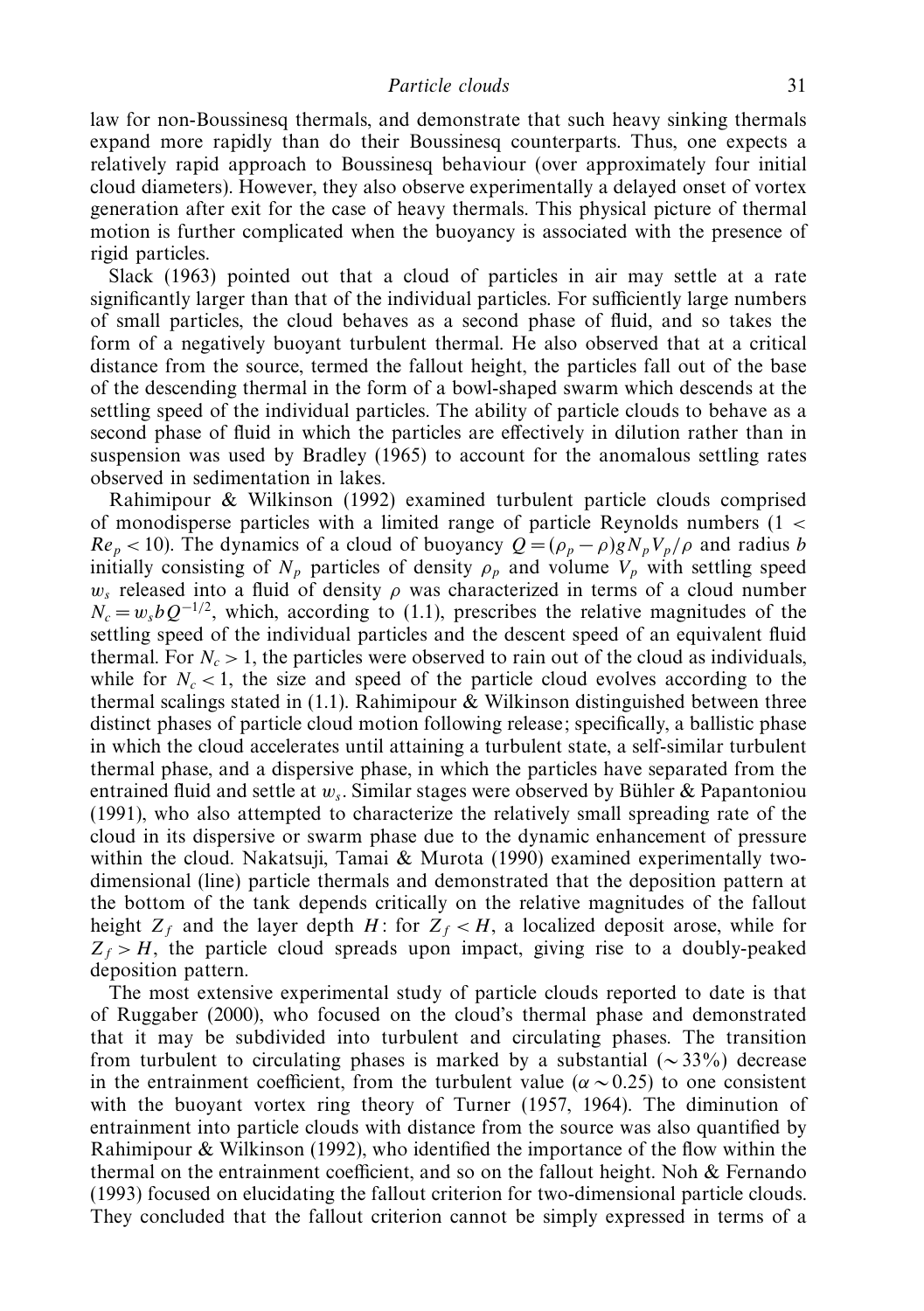law for non-Boussinesq thermals, and demonstrate that such heavy sinking thermals expand more rapidly than do their Boussinesq counterparts. Thus, one expects a relatively rapid approach to Boussinesq behaviour (over approximately four initial cloud diameters). However, they also observe experimentally a delayed onset of vortex generation after exit for the case of heavy thermals. This physical picture of thermal motion is further complicated when the buoyancy is associated with the presence of rigid particles.

Slack (1963) pointed out that a cloud of particles in air may settle at a rate significantly larger than that of the individual particles. For sufficiently large numbers of small particles, the cloud behaves as a second phase of fluid, and so takes the form of a negatively buoyant turbulent thermal. He also observed that at a critical distance from the source, termed the fallout height, the particles fall out of the base of the descending thermal in the form of a bowl-shaped swarm which descends at the settling speed of the individual particles. The ability of particle clouds to behave as a second phase of fluid in which the particles are effectively in dilution rather than in suspension was used by Bradley (1965) to account for the anomalous settling rates observed in sedimentation in lakes.

Rahimipour & Wilkinson (1992) examined turbulent particle clouds comprised of monodisperse particles with a limited range of particle Reynolds numbers ($1 < Re_p < 10$). The dynamics of a cloud of buoyancy $Q = (\rho_p - \rho)gN_pV_p/\rho$ and radius $b$ initially consisting of $N_p$ particles of density $\rho_p$ and volume $V_p$ with settling speed $w_s$ released into a fluid of density $\rho$ was characterized in terms of a cloud number $N_c = w_s b Q^{-1/2}$, which, according to (1.1), prescribes the relative magnitudes of the settling speed of the individual particles and the descent speed of an equivalent fluid thermal. For $N_c > 1$, the particles were observed to rain out of the cloud as individuals, while for $N_c < 1$, the size and speed of the particle cloud evolves according to the thermal scalings stated in (1.1). Rahimipour & Wilkinson distinguished between three distinct phases of particle cloud motion following release; specifically, a ballistic phase in which the cloud accelerates until attaining a turbulent state, a self-similar turbulent thermal phase, and a dispersive phase, in which the particles have separated from the entrained fluid and settle at $w_s$. Similar stages were observed by Bühler & Papantoniou (1991), who also attempted to characterize the relatively small spreading rate of the cloud in its dispersive or swarm phase due to the dynamic enhancement of pressure within the cloud. Nakatsuji, Tamai & Murota (1990) examined experimentally two-dimensional (line) particle thermals and demonstrated that the deposition pattern at the bottom of the tank depends critically on the relative magnitudes of the fallout height $Z_f$ and the layer depth $H$: for $Z_f < H$, a localized deposit arose, while for $Z_f > H$, the particle cloud spreads upon impact, giving rise to a doubly-peaked deposition pattern.

The most extensive experimental study of particle clouds reported to date is that of Ruggaber (2000), who focused on the cloud's thermal phase and demonstrated that it may be subdivided into turbulent and circulating phases. The transition from turbulent to circulating phases is marked by a substantial ($\sim 33\%$) decrease in the entrainment coefficient, from the turbulent value ($\alpha \sim 0.25$) to one consistent with the buoyant vortex ring theory of Turner (1957, 1964). The diminution of entrainment into particle clouds with distance from the source was also quantified by Rahimipour & Wilkinson (1992), who identified the importance of the flow within the thermal on the entrainment coefficient, and so on the fallout height. Noh & Fernando (1993) focused on elucidating the fallout criterion for two-dimensional particle clouds. They concluded that the fallout criterion cannot be simply expressed in terms of a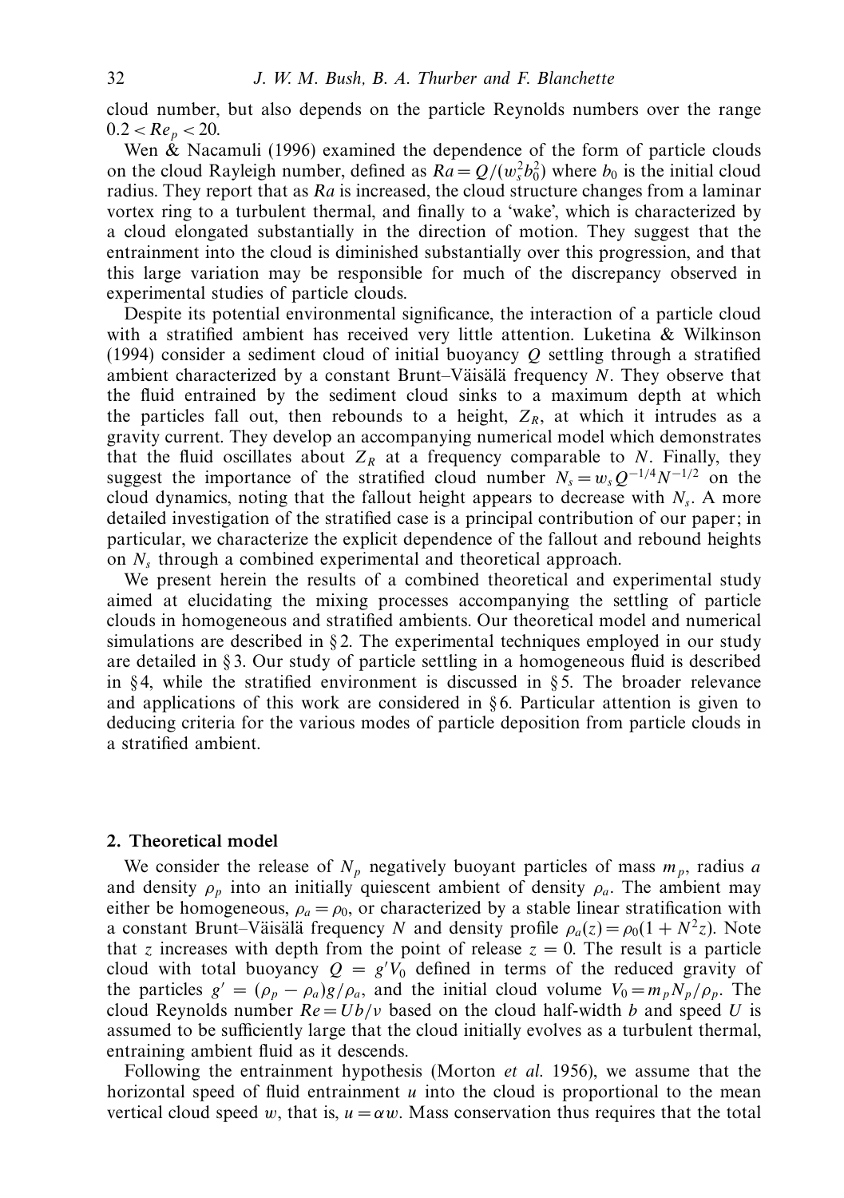cloud number, but also depends on the particle Reynolds numbers over the range $0.2 < Re_p < 20$.

Wen & Nacamuli (1996) examined the dependence of the form of particle clouds on the cloud Rayleigh number, defined as $Ra = Q/(w_s^2 b_0^2)$ where $b_0$ is the initial cloud radius. They report that as $Ra$ is increased, the cloud structure changes from a laminar vortex ring to a turbulent thermal, and finally to a 'wake', which is characterized by a cloud elongated substantially in the direction of motion. They suggest that the entrainment into the cloud is diminished substantially over this progression, and that this large variation may be responsible for much of the discrepancy observed in experimental studies of particle clouds.

Despite its potential environmental significance, the interaction of a particle cloud with a stratified ambient has received very little attention. Luketina & Wilkinson (1994) consider a sediment cloud of initial buoyancy $Q$ settling through a stratified ambient characterized by a constant Brunt–Väisälä frequency $N$. They observe that the fluid entrained by the sediment cloud sinks to a maximum depth at which the particles fall out, then rebounds to a height, $Z_R$, at which it intrudes as a gravity current. They develop an accompanying numerical model which demonstrates that the fluid oscillates about $Z_R$ at a frequency comparable to $N$. Finally, they suggest the importance of the stratified cloud number $N_s = w_s Q^{-1/4} N^{-1/2}$ on the cloud dynamics, noting that the fallout height appears to decrease with $N_s$. A more detailed investigation of the stratified case is a principal contribution of our paper; in particular, we characterize the explicit dependence of the fallout and rebound heights on $N_s$ through a combined experimental and theoretical approach.

We present herein the results of a combined theoretical and experimental study aimed at elucidating the mixing processes accompanying the settling of particle clouds in homogeneous and stratified ambients. Our theoretical model and numerical simulations are described in § 2. The experimental techniques employed in our study are detailed in § 3. Our study of particle settling in a homogeneous fluid is described in § 4, while the stratified environment is discussed in § 5. The broader relevance and applications of this work are considered in § 6. Particular attention is given to deducing criteria for the various modes of particle deposition from particle clouds in a stratified ambient.

## 2. Theoretical model

We consider the release of $N_p$ negatively buoyant particles of mass $m_p$, radius $a$ and density $\rho_p$ into an initially quiescent ambient of density $\rho_a$. The ambient may either be homogeneous, $\rho_a = \rho_0$, or characterized by a stable linear stratification with a constant Brunt–Väisälä frequency $N$ and density profile $\rho_a(z) = \rho_0(1 + N^2 z)$. Note that $z$ increases with depth from the point of release $z = 0$. The result is a particle cloud with total buoyancy $Q = g' V_0$ defined in terms of the reduced gravity of the particles $g' = (\rho_p - \rho_a)g/\rho_a$, and the initial cloud volume $V_0 = m_p N_p/\rho_p$. The cloud Reynolds number $Re = Ub/\nu$ based on the cloud half-width $b$ and speed $U$ is assumed to be sufficiently large that the cloud initially evolves as a turbulent thermal, entraining ambient fluid as it descends.

Following the entrainment hypothesis (Morton *et al.* 1956), we assume that the horizontal speed of fluid entrainment $u$ into the cloud is proportional to the mean vertical cloud speed $w$, that is, $u = \alpha w$. Mass conservation thus requires that the total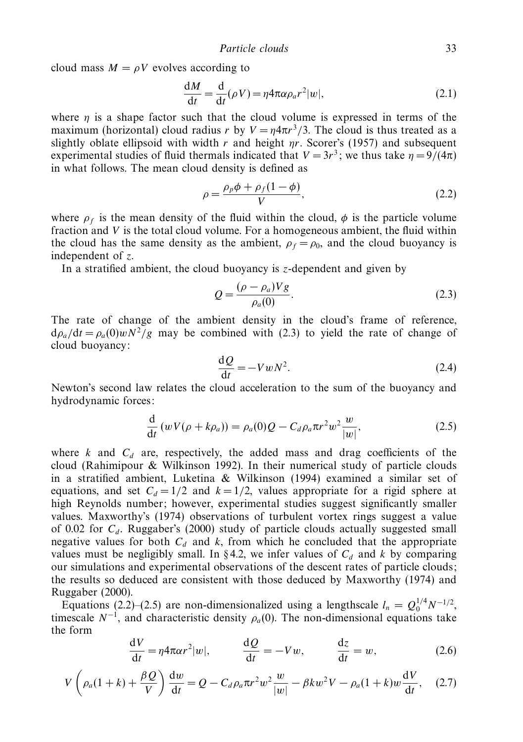cloud mass $M = \rho V$ evolves according to

$$\frac{\mathrm{d}M}{\mathrm{d}t} = \frac{\mathrm{d}}{\mathrm{d}t}(\rho V) = \eta 4\pi\alpha\rho_a r^2|w|, \tag{2.1}$$

where $\eta$ is a shape factor such that the cloud volume is expressed in terms of the maximum (horizontal) cloud radius $r$ by $V = \eta 4\pi r^3/3$. The cloud is thus treated as a slightly oblate ellipsoid with width $r$ and height $\eta r$. Scorer's (1957) and subsequent experimental studies of fluid thermals indicated that $V = 3r^3$; we thus take $\eta = 9/(4\pi)$ in what follows. The mean cloud density is defined as

$$\rho = \frac{\rho_p\phi + \rho_f(1-\phi)}{V}, \tag{2.2}$$

where $\rho_f$ is the mean density of the fluid within the cloud, $\phi$ is the particle volume fraction and $V$ is the total cloud volume. For a homogeneous ambient, the fluid within the cloud has the same density as the ambient, $\rho_f = \rho_0$, and the cloud buoyancy is independent of $z$.

In a stratified ambient, the cloud buoyancy is $z$-dependent and given by

$$Q = \frac{(\rho - \rho_a)Vg}{\rho_a(0)}. \tag{2.3}$$

The rate of change of the ambient density in the cloud's frame of reference, $\mathrm{d}\rho_a/\mathrm{d}t = \rho_a(0)wN^2/g$ may be combined with (2.3) to yield the rate of change of cloud buoyancy:

$$\frac{\mathrm{d}Q}{\mathrm{d}t} = -VwN^2. \tag{2.4}$$

Newton's second law relates the cloud acceleration to the sum of the buoyancy and hydrodynamic forces:

$$\frac{\mathrm{d}}{\mathrm{d}t}\left(wV(\rho + k\rho_a)\right) = \rho_a(0)Q - C_d\rho_a\pi r^2 w^2\frac{w}{|w|}, \tag{2.5}$$

where $k$ and $C_d$ are, respectively, the added mass and drag coefficients of the cloud (Rahimipour & Wilkinson 1992). In their numerical study of particle clouds in a stratified ambient, Luketina & Wilkinson (1994) examined a similar set of equations, and set $C_d = 1/2$ and $k = 1/2$, values appropriate for a rigid sphere at high Reynolds number; however, experimental studies suggest significantly smaller values. Maxworthy's (1974) observations of turbulent vortex rings suggest a value of 0.02 for $C_d$. Ruggaber's (2000) study of particle clouds actually suggested small negative values for both $C_d$ and $k$, from which he concluded that the appropriate values must be negligibly small. In §4.2, we infer values of $C_d$ and $k$ by comparing our simulations and experimental observations of the descent rates of particle clouds; the results so deduced are consistent with those deduced by Maxworthy (1974) and Ruggaber (2000).

Equations (2.2)–(2.5) are non-dimensionalized using a lengthscale $l_n = Q_0^{1/4}N^{-1/2}$, timescale $N^{-1}$, and characteristic density $\rho_a(0)$. The non-dimensional equations take the form

$$\frac{\mathrm{d}V}{\mathrm{d}t} = \eta 4\pi\alpha r^2|w|, \qquad \frac{\mathrm{d}Q}{\mathrm{d}t} = -Vw, \qquad \frac{\mathrm{d}z}{\mathrm{d}t} = w, \tag{2.6}$$

$$V\left(\rho_a(1+k) + \frac{\beta Q}{V}\right)\frac{\mathrm{d}w}{\mathrm{d}t} = Q - C_d\rho_a\pi r^2 w^2\frac{w}{|w|} - \beta k w^2 V - \rho_a(1+k)w\frac{\mathrm{d}V}{\mathrm{d}t}, \tag{2.7}$$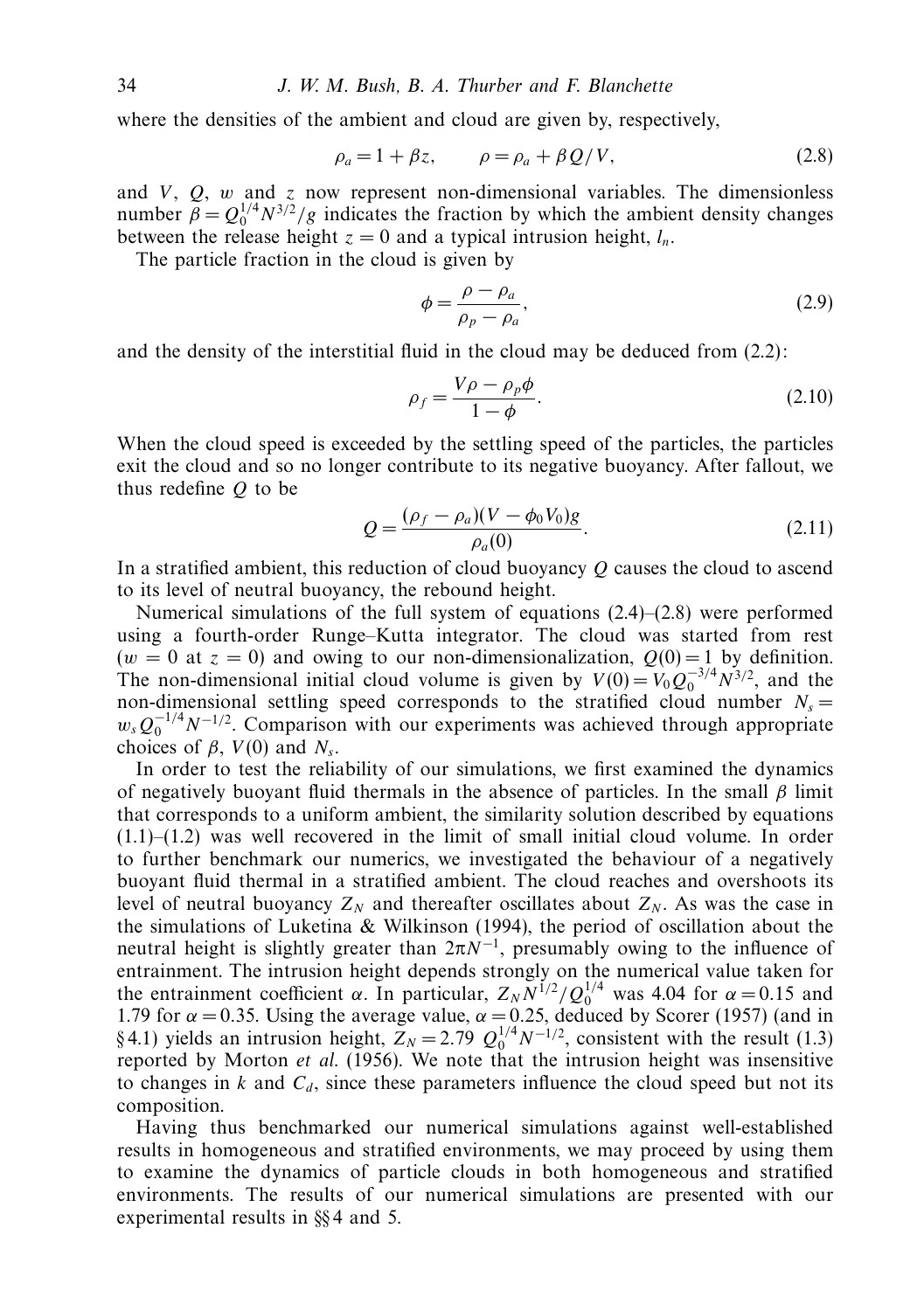where the densities of the ambient and cloud are given by, respectively,

$$\rho_a = 1 + \beta z, \qquad \rho = \rho_a + \beta Q/V, \tag{2.8}$$

and $V$, $Q$, $w$ and $z$ now represent non-dimensional variables. The dimensionless number $\beta = Q_0^{1/4} N^{3/2}/g$ indicates the fraction by which the ambient density changes between the release height $z = 0$ and a typical intrusion height, $l_n$.

The particle fraction in the cloud is given by

$$\phi = \frac{\rho - \rho_a}{\rho_p - \rho_a}, \tag{2.9}$$

and the density of the interstitial fluid in the cloud may be deduced from (2.2):

$$\rho_f = \frac{V\rho - \rho_p \phi}{1 - \phi}. \tag{2.10}$$

When the cloud speed is exceeded by the settling speed of the particles, the particles exit the cloud and so no longer contribute to its negative buoyancy. After fallout, we thus redefine $Q$ to be

$$Q = \frac{(\rho_f - \rho_a)(V - \phi_0 V_0) g}{\rho_a(0)}. \tag{2.11}$$

In a stratified ambient, this reduction of cloud buoyancy $Q$ causes the cloud to ascend to its level of neutral buoyancy, the rebound height.

Numerical simulations of the full system of equations (2.4)–(2.8) were performed using a fourth-order Runge–Kutta integrator. The cloud was started from rest ($w = 0$ at $z = 0$) and owing to our non-dimensionalization, $Q(0) = 1$ by definition. The non-dimensional initial cloud volume is given by $V(0) = V_0 Q_0^{-3/4} N^{3/2}$, and the non-dimensional settling speed corresponds to the stratified cloud number $N_s = w_s Q_0^{-1/4} N^{-1/2}$. Comparison with our experiments was achieved through appropriate choices of $\beta$, $V(0)$ and $N_s$.

In order to test the reliability of our simulations, we first examined the dynamics of negatively buoyant fluid thermals in the absence of particles. In the small $\beta$ limit that corresponds to a uniform ambient, the similarity solution described by equations (1.1)–(1.2) was well recovered in the limit of small initial cloud volume. In order to further benchmark our numerics, we investigated the behaviour of a negatively buoyant fluid thermal in a stratified ambient. The cloud reaches and overshoots its level of neutral buoyancy $Z_N$ and thereafter oscillates about $Z_N$. As was the case in the simulations of Luketina & Wilkinson (1994), the period of oscillation about the neutral height is slightly greater than $2\pi N^{-1}$, presumably owing to the influence of entrainment. The intrusion height depends strongly on the numerical value taken for the entrainment coefficient $\alpha$. In particular, $Z_N N^{1/2}/Q_0^{1/4}$ was 4.04 for $\alpha = 0.15$ and 1.79 for $\alpha = 0.35$. Using the average value, $\alpha = 0.25$, deduced by Scorer (1957) (and in §4.1) yields an intrusion height, $Z_N = 2.79\ Q_0^{1/4} N^{-1/2}$, consistent with the result (1.3) reported by Morton *et al.* (1956). We note that the intrusion height was insensitive to changes in $k$ and $C_d$, since these parameters influence the cloud speed but not its composition.

Having thus benchmarked our numerical simulations against well-established results in homogeneous and stratified environments, we may proceed by using them to examine the dynamics of particle clouds in both homogeneous and stratified environments. The results of our numerical simulations are presented with our experimental results in §§4 and 5.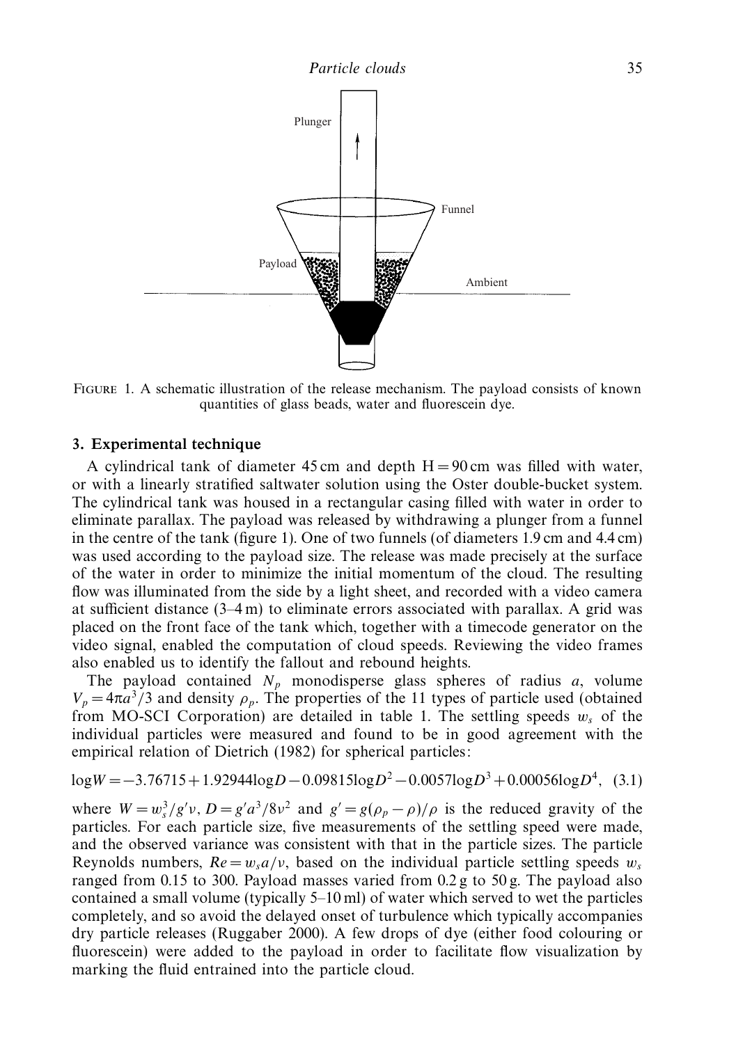FIGURE 1. A schematic illustration of the release mechanism. The payload consists of known quantities of glass beads, water and fluorescein dye.

## 3. Experimental technique

A cylindrical tank of diameter 45 cm and depth $H = 90$ cm was filled with water, or with a linearly stratified saltwater solution using the Oster double-bucket system. The cylindrical tank was housed in a rectangular casing filled with water in order to eliminate parallax. The payload was released by withdrawing a plunger from a funnel in the centre of the tank (figure 1). One of two funnels (of diameters 1.9 cm and 4.4 cm) was used according to the payload size. The release was made precisely at the surface of the water in order to minimize the initial momentum of the cloud. The resulting flow was illuminated from the side by a light sheet, and recorded with a video camera at sufficient distance (3–4 m) to eliminate errors associated with parallax. A grid was placed on the front face of the tank which, together with a timecode generator on the video signal, enabled the computation of cloud speeds. Reviewing the video frames also enabled us to identify the fallout and rebound heights.

The payload contained $N_p$ monodisperse glass spheres of radius $a$, volume $V_p = 4\pi a^3/3$ and density $\rho_p$. The properties of the 11 types of particle used (obtained from MO-SCI Corporation) are detailed in table 1. The settling speeds $w_s$ of the individual particles were measured and found to be in good agreement with the empirical relation of Dietrich (1982) for spherical particles:

$$\log W = -3.76715 + 1.92944 \log D - 0.09815 \log D^2 - 0.0057 \log D^3 + 0.00056 \log D^4, \quad (3.1)$$

where $W = w_s^3/g'\nu$, $D = g'a^3/8\nu^2$ and $g' = g(\rho_p - \rho)/\rho$ is the reduced gravity of the particles. For each particle size, five measurements of the settling speed were made, and the observed variance was consistent with that in the particle sizes. The particle Reynolds numbers, $Re = w_s a/\nu$, based on the individual particle settling speeds $w_s$ ranged from 0.15 to 300. Payload masses varied from 0.2 g to 50 g. The payload also contained a small volume (typically 5–10 ml) of water which served to wet the particles completely, and so avoid the delayed onset of turbulence which typically accompanies dry particle releases (Ruggaber 2000). A few drops of dye (either food colouring or fluorescein) were added to the payload in order to facilitate flow visualization by marking the fluid entrained into the particle cloud.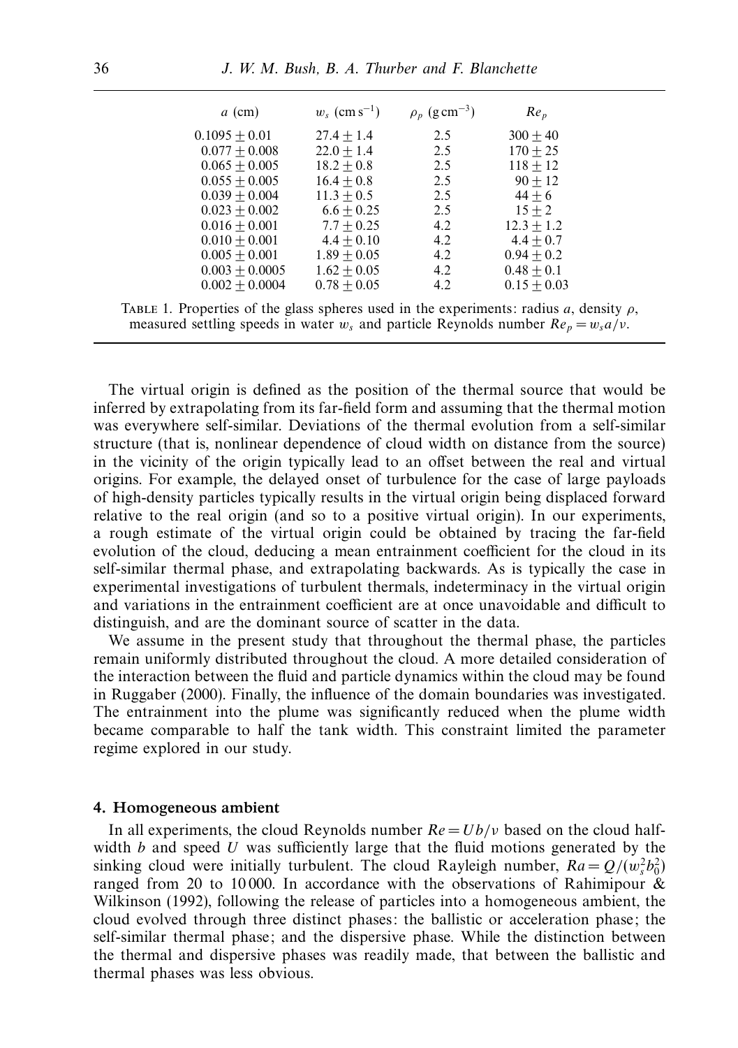| $a$ (cm) | $w_s$ (cm s$^{-1}$) | $\rho_p$ (g cm$^{-3}$) | $Re_p$ |
|---|---|---|---|
| $0.1095 \pm 0.01$ | $27.4 \pm 1.4$ | 2.5 | $300 \pm 40$ |
| $0.077 \pm 0.008$ | $22.0 \pm 1.4$ | 2.5 | $170 \pm 25$ |
| $0.065 \pm 0.005$ | $18.2 \pm 0.8$ | 2.5 | $118 \pm 12$ |
| $0.055 \pm 0.005$ | $16.4 \pm 0.8$ | 2.5 | $90 \pm 12$ |
| $0.039 \pm 0.004$ | $11.3 \pm 0.5$ | 2.5 | $44 \pm 6$ |
| $0.023 \pm 0.002$ | $6.6 \pm 0.25$ | 2.5 | $15 \pm 2$ |
| $0.016 \pm 0.001$ | $7.7 \pm 0.25$ | 4.2 | $12.3 \pm 1.2$ |
| $0.010 \pm 0.001$ | $4.4 \pm 0.10$ | 4.2 | $4.4 \pm 0.7$ |
| $0.005 \pm 0.001$ | $1.89 \pm 0.05$ | 4.2 | $0.94 \pm 0.2$ |
| $0.003 \pm 0.0005$ | $1.62 \pm 0.05$ | 4.2 | $0.48 \pm 0.1$ |
| $0.002 \pm 0.0004$ | $0.78 \pm 0.05$ | 4.2 | $0.15 \pm 0.03$ |

TABLE 1. Properties of the glass spheres used in the experiments: radius $a$, density $\rho$, measured settling speeds in water $w_s$ and particle Reynolds number $Re_p = w_s a/\nu$.

The virtual origin is defined as the position of the thermal source that would be inferred by extrapolating from its far-field form and assuming that the thermal motion was everywhere self-similar. Deviations of the thermal evolution from a self-similar structure (that is, nonlinear dependence of cloud width on distance from the source) in the vicinity of the origin typically lead to an offset between the real and virtual origins. For example, the delayed onset of turbulence for the case of large payloads of high-density particles typically results in the virtual origin being displaced forward relative to the real origin (and so to a positive virtual origin). In our experiments, a rough estimate of the virtual origin could be obtained by tracing the far-field evolution of the cloud, deducing a mean entrainment coefficient for the cloud in its self-similar thermal phase, and extrapolating backwards. As is typically the case in experimental investigations of turbulent thermals, indeterminacy in the virtual origin and variations in the entrainment coefficient are at once unavoidable and difficult to distinguish, and are the dominant source of scatter in the data.

We assume in the present study that throughout the thermal phase, the particles remain uniformly distributed throughout the cloud. A more detailed consideration of the interaction between the fluid and particle dynamics within the cloud may be found in Ruggaber (2000). Finally, the influence of the domain boundaries was investigated. The entrainment into the plume was significantly reduced when the plume width became comparable to half the tank width. This constraint limited the parameter regime explored in our study.

## 4. Homogeneous ambient

In all experiments, the cloud Reynolds number $Re = Ub/\nu$ based on the cloud half-width $b$ and speed $U$ was sufficiently large that the fluid motions generated by the sinking cloud were initially turbulent. The cloud Rayleigh number, $Ra = Q/(w_s^2 b_0^2)$ ranged from 20 to 10 000. In accordance with the observations of Rahimipour & Wilkinson (1992), following the release of particles into a homogeneous ambient, the cloud evolved through three distinct phases: the ballistic or acceleration phase; the self-similar thermal phase; and the dispersive phase. While the distinction between the thermal and dispersive phases was readily made, that between the ballistic and thermal phases was less obvious.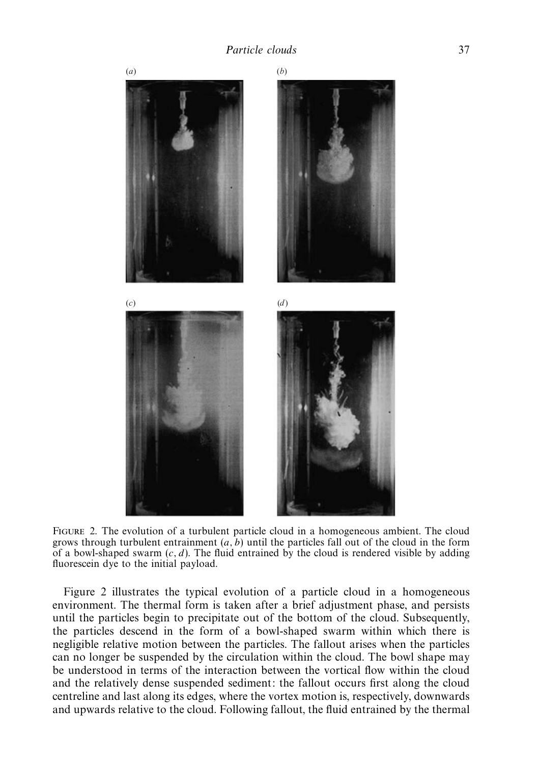(a) (b) (c) (d)

Figure 2. The evolution of a turbulent particle cloud in a homogeneous ambient. The cloud grows through turbulent entrainment ($a$, $b$) until the particles fall out of the cloud in the form of a bowl-shaped swarm ($c$, $d$). The fluid entrained by the cloud is rendered visible by adding fluorescein dye to the initial payload.

Figure 2 illustrates the typical evolution of a particle cloud in a homogeneous environment. The thermal form is taken after a brief adjustment phase, and persists until the particles begin to precipitate out of the bottom of the cloud. Subsequently, the particles descend in the form of a bowl-shaped swarm within which there is negligible relative motion between the particles. The fallout arises when the particles can no longer be suspended by the circulation within the cloud. The bowl shape may be understood in terms of the interaction between the vortical flow within the cloud and the relatively dense suspended sediment: the fallout occurs first along the cloud centreline and last along its edges, where the vortex motion is, respectively, downwards and upwards relative to the cloud. Following fallout, the fluid entrained by the thermal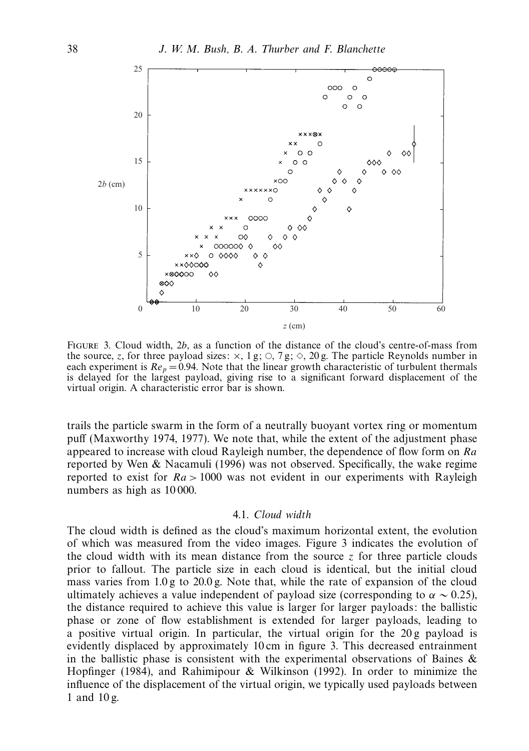FIGURE 3. Cloud width, $2b$, as a function of the distance of the cloud's centre-of-mass from the source, $z$, for three payload sizes: $\times$, 1 g; $\circ$, 7 g; $\diamond$, 20 g. The particle Reynolds number in each experiment is $Re_p = 0.94$. Note that the linear growth characteristic of turbulent thermals is delayed for the largest payload, giving rise to a significant forward displacement of the virtual origin. A characteristic error bar is shown.

trails the particle swarm in the form of a neutrally buoyant vortex ring or momentum puff (Maxworthy 1974, 1977). We note that, while the extent of the adjustment phase appeared to increase with cloud Rayleigh number, the dependence of flow form on $Ra$ reported by Wen & Nacamuli (1996) was not observed. Specifically, the wake regime reported to exist for $Ra > 1000$ was not evident in our experiments with Rayleigh numbers as high as 10 000.

### 4.1. *Cloud width*

The cloud width is defined as the cloud's maximum horizontal extent, the evolution of which was measured from the video images. Figure 3 indicates the evolution of the cloud width with its mean distance from the source $z$ for three particle clouds prior to fallout. The particle size in each cloud is identical, but the initial cloud mass varies from 1.0 g to 20.0 g. Note that, while the rate of expansion of the cloud ultimately achieves a value independent of payload size (corresponding to $\alpha \sim 0.25$), the distance required to achieve this value is larger for larger payloads: the ballistic phase or zone of flow establishment is extended for larger payloads, leading to a positive virtual origin. In particular, the virtual origin for the 20 g payload is evidently displaced by approximately 10 cm in figure 3. This decreased entrainment in the ballistic phase is consistent with the experimental observations of Baines & Hopfinger (1984), and Rahimipour & Wilkinson (1992). In order to minimize the influence of the displacement of the virtual origin, we typically used payloads between 1 and 10 g.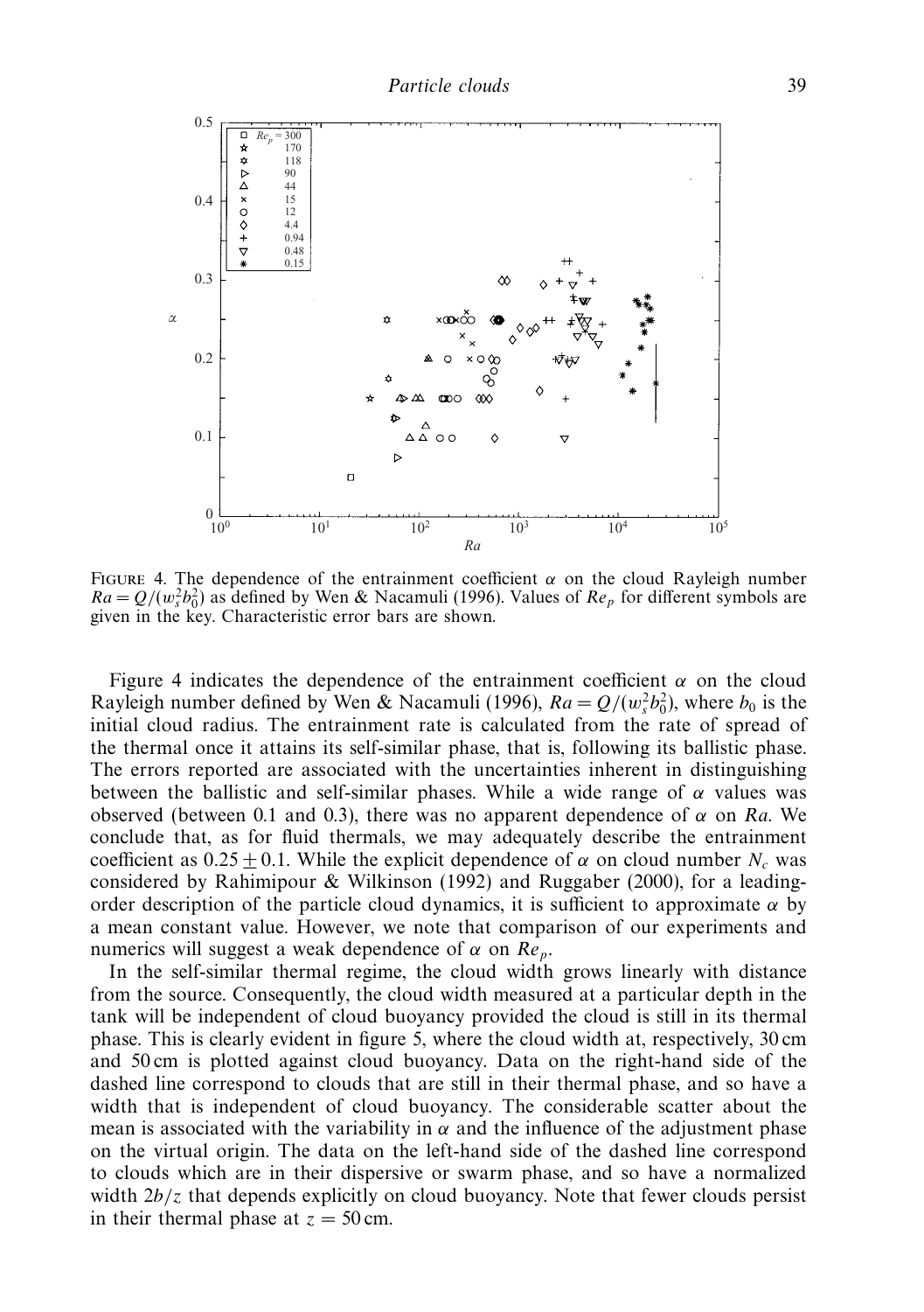FIGURE 4. The dependence of the entrainment coefficient $\alpha$ on the cloud Rayleigh number $Ra = Q/(w_s^2 b_0^2)$ as defined by Wen & Nacamuli (1996). Values of $Re_p$ for different symbols are given in the key. Characteristic error bars are shown.

Figure 4 indicates the dependence of the entrainment coefficient $\alpha$ on the cloud Rayleigh number defined by Wen & Nacamuli (1996), $Ra = Q/(w_s^2 b_0^2)$, where $b_0$ is the initial cloud radius. The entrainment rate is calculated from the rate of spread of the thermal once it attains its self-similar phase, that is, following its ballistic phase. The errors reported are associated with the uncertainties inherent in distinguishing between the ballistic and self-similar phases. While a wide range of $\alpha$ values was observed (between 0.1 and 0.3), there was no apparent dependence of $\alpha$ on $Ra$. We conclude that, as for fluid thermals, we may adequately describe the entrainment coefficient as $0.25 \pm 0.1$. While the explicit dependence of $\alpha$ on cloud number $N_c$ was considered by Rahimipour & Wilkinson (1992) and Ruggaber (2000), for a leading-order description of the particle cloud dynamics, it is sufficient to approximate $\alpha$ by a mean constant value. However, we note that comparison of our experiments and numerics will suggest a weak dependence of $\alpha$ on $Re_p$.

In the self-similar thermal regime, the cloud width grows linearly with distance from the source. Consequently, the cloud width measured at a particular depth in the tank will be independent of cloud buoyancy provided the cloud is still in its thermal phase. This is clearly evident in figure 5, where the cloud width at, respectively, 30 cm and 50 cm is plotted against cloud buoyancy. Data on the right-hand side of the dashed line correspond to clouds that are still in their thermal phase, and so have a width that is independent of cloud buoyancy. The considerable scatter about the mean is associated with the variability in $\alpha$ and the influence of the adjustment phase on the virtual origin. The data on the left-hand side of the dashed line correspond to clouds which are in their dispersive or swarm phase, and so have a normalized width $2b/z$ that depends explicitly on cloud buoyancy. Note that fewer clouds persist in their thermal phase at $z = 50$ cm.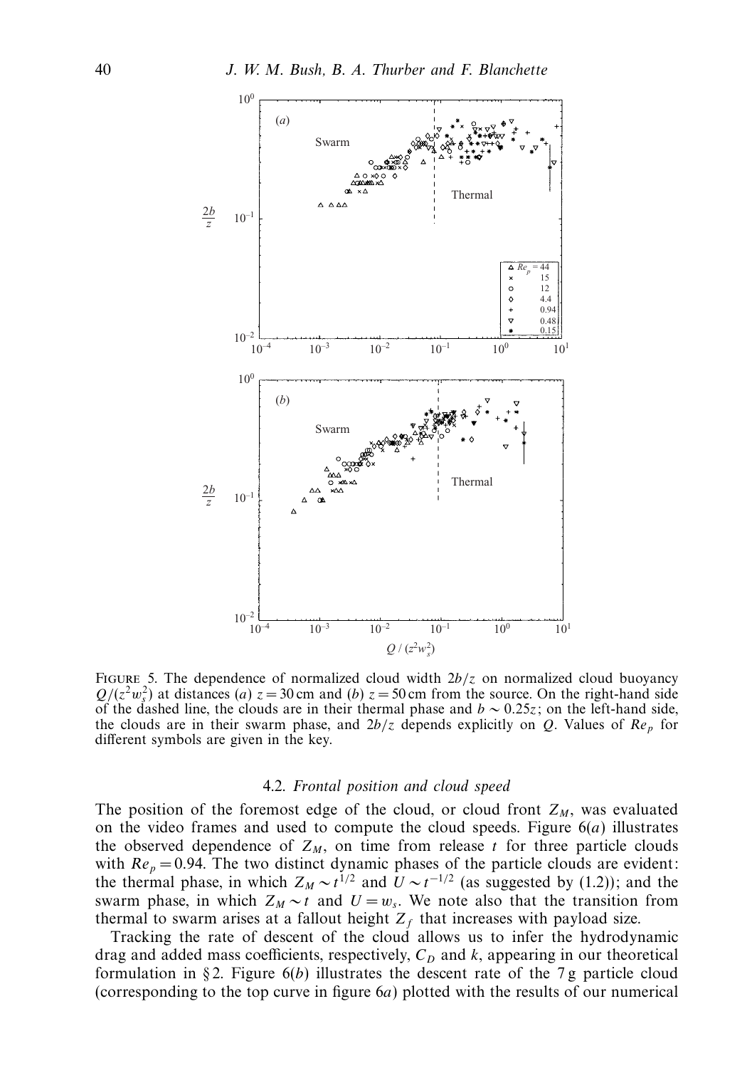Figure 5. The dependence of normalized cloud width $2b/z$ on normalized cloud buoyancy $Q/(z^2 w_s^2)$ at distances (*a*) $z = 30$ cm and (*b*) $z = 50$ cm from the source. On the right-hand side of the dashed line, the clouds are in their thermal phase and $b \sim 0.25z$; on the left-hand side, the clouds are in their swarm phase, and $2b/z$ depends explicitly on $Q$. Values of $Re_p$ for different symbols are given in the key.

### 4.2. *Frontal position and cloud speed*

The position of the foremost edge of the cloud, or cloud front $Z_M$, was evaluated on the video frames and used to compute the cloud speeds. Figure 6(*a*) illustrates the observed dependence of $Z_M$, on time from release $t$ for three particle clouds with $Re_p = 0.94$. The two distinct dynamic phases of the particle clouds are evident: the thermal phase, in which $Z_M \sim t^{1/2}$ and $U \sim t^{-1/2}$ (as suggested by (1.2)); and the swarm phase, in which $Z_M \sim t$ and $U = w_s$. We note also that the transition from thermal to swarm arises at a fallout height $Z_f$ that increases with payload size.

Tracking the rate of descent of the cloud allows us to infer the hydrodynamic drag and added mass coefficients, respectively, $C_D$ and $k$, appearing in our theoretical formulation in §2. Figure 6(*b*) illustrates the descent rate of the 7 g particle cloud (corresponding to the top curve in figure 6*a*) plotted with the results of our numerical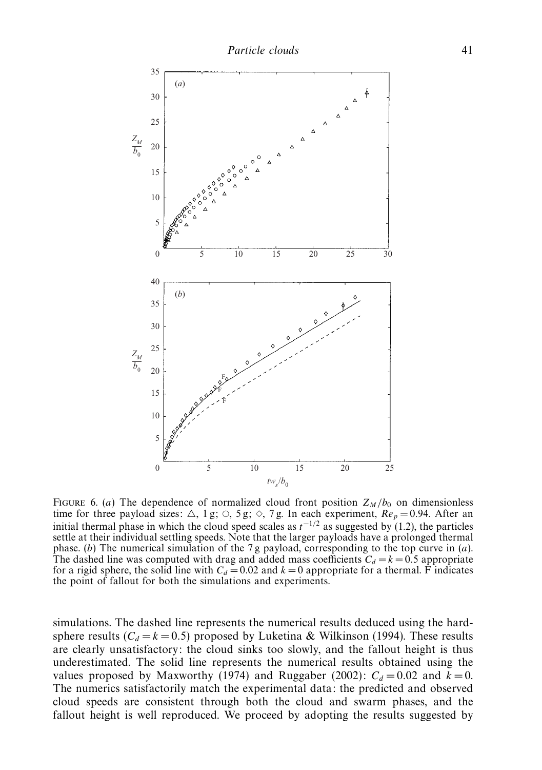FIGURE 6. (*a*) The dependence of normalized cloud front position $Z_M/b_0$ on dimensionless time for three payload sizes: △, 1 g; ○, 5 g; ◇, 7 g. In each experiment, $Re_p = 0.94$. After an initial thermal phase in which the cloud speed scales as $t^{-1/2}$ as suggested by (1.2), the particles settle at their individual settling speeds. Note that the larger payloads have a prolonged thermal phase. (*b*) The numerical simulation of the 7 g payload, corresponding to the top curve in (*a*). The dashed line was computed with drag and added mass coefficients $C_d = k = 0.5$ appropriate for a rigid sphere, the solid line with $C_d = 0.02$ and $k = 0$ appropriate for a thermal. F indicates the point of fallout for both the simulations and experiments.

simulations. The dashed line represents the numerical results deduced using the hard-sphere results ($C_d = k = 0.5$) proposed by Luketina & Wilkinson (1994). These results are clearly unsatisfactory: the cloud sinks too slowly, and the fallout height is thus underestimated. The solid line represents the numerical results obtained using the values proposed by Maxworthy (1974) and Ruggaber (2002): $C_d = 0.02$ and $k = 0$. The numerics satisfactorily match the experimental data: the predicted and observed cloud speeds are consistent through both the cloud and swarm phases, and the fallout height is well reproduced. We proceed by adopting the results suggested by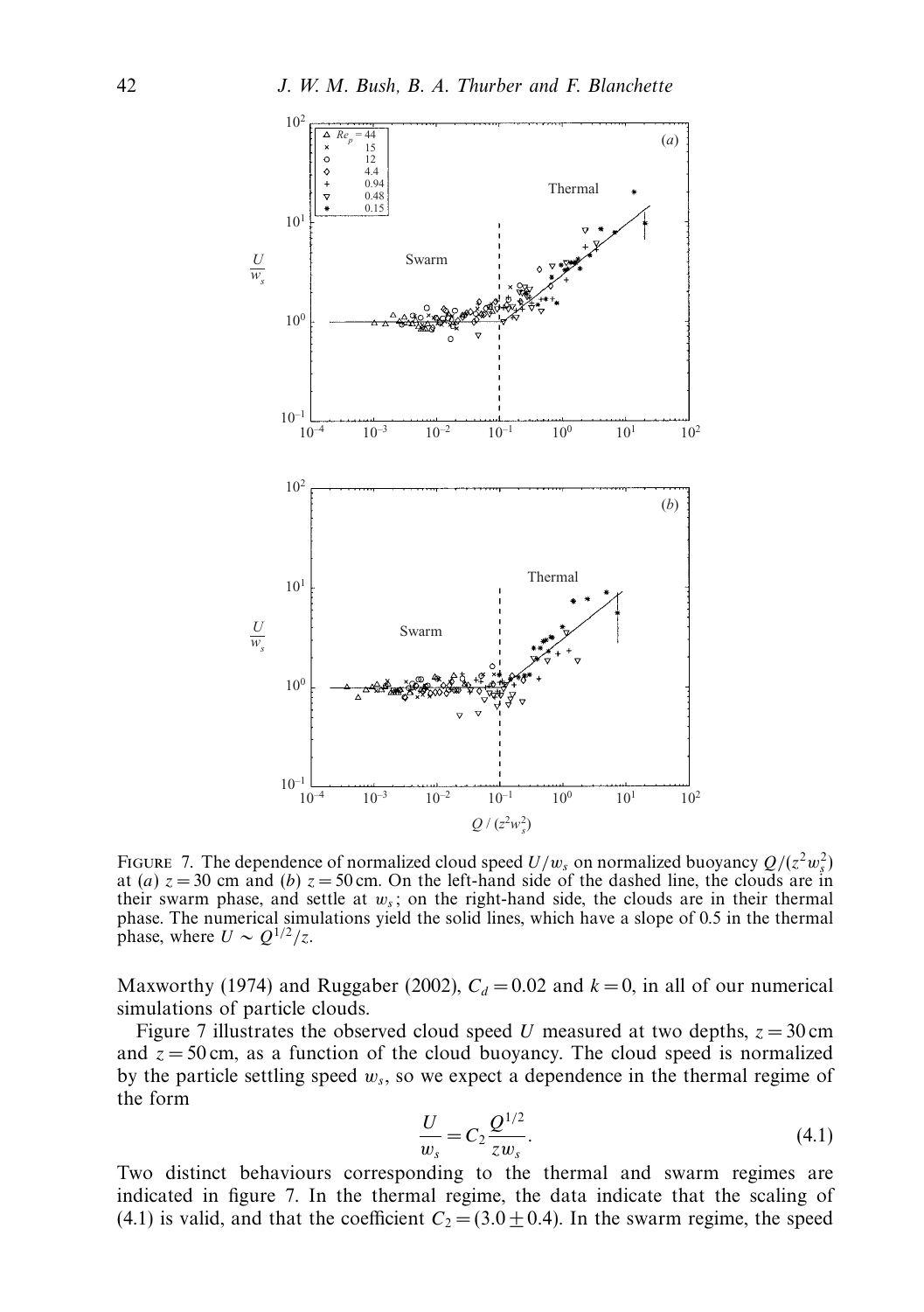FIGURE 7. The dependence of normalized cloud speed $U/w_s$ on normalized buoyancy $Q/(z^2 w_s^2)$ at (*a*) $z = 30$ cm and (*b*) $z = 50$ cm. On the left-hand side of the dashed line, the clouds are in their swarm phase, and settle at $w_s$; on the right-hand side, the clouds are in their thermal phase. The numerical simulations yield the solid lines, which have a slope of 0.5 in the thermal phase, where $U \sim Q^{1/2}/z$.

Maxworthy (1974) and Ruggaber (2002), $C_d = 0.02$ and $k = 0$, in all of our numerical simulations of particle clouds.

Figure 7 illustrates the observed cloud speed $U$ measured at two depths, $z = 30$ cm and $z = 50$ cm, as a function of the cloud buoyancy. The cloud speed is normalized by the particle settling speed $w_s$, so we expect a dependence in the thermal regime of the form

$$\frac{U}{w_s} = C_2 \frac{Q^{1/2}}{z w_s}. \tag{4.1}$$

Two distinct behaviours corresponding to the thermal and swarm regimes are indicated in figure 7. In the thermal regime, the data indicate that the scaling of (4.1) is valid, and that the coefficient $C_2 = (3.0 \pm 0.4)$. In the swarm regime, the speed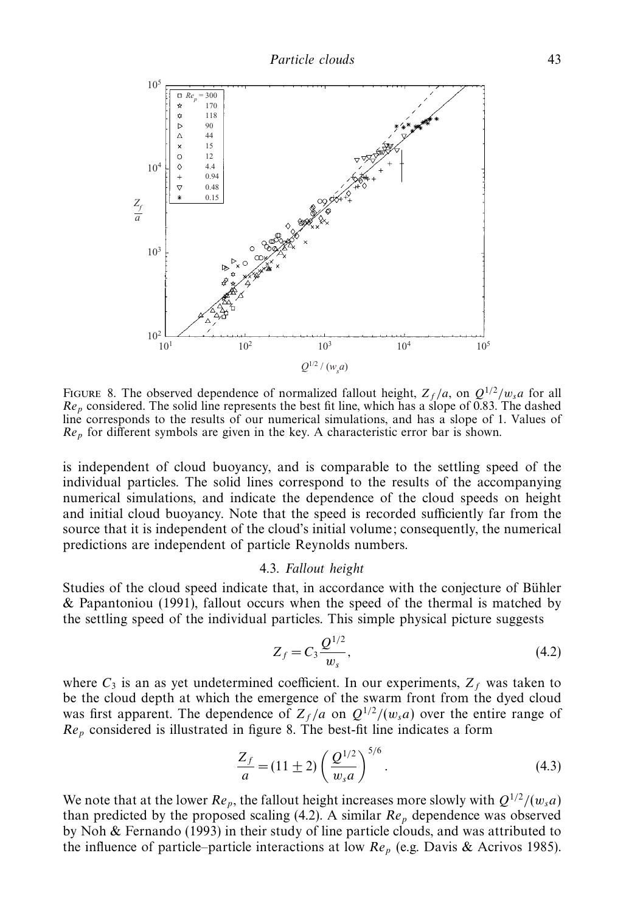FIGURE 8. The observed dependence of normalized fallout height, $Z_f/a$, on $Q^{1/2}/w_s a$ for all $Re_p$ considered. The solid line represents the best fit line, which has a slope of 0.83. The dashed line corresponds to the results of our numerical simulations, and has a slope of 1. Values of $Re_p$ for different symbols are given in the key. A characteristic error bar is shown.

is independent of cloud buoyancy, and is comparable to the settling speed of the individual particles. The solid lines correspond to the results of the accompanying numerical simulations, and indicate the dependence of the cloud speeds on height and initial cloud buoyancy. Note that the speed is recorded sufficiently far from the source that it is independent of the cloud's initial volume; consequently, the numerical predictions are independent of particle Reynolds numbers.

### 4.3. *Fallout height*

Studies of the cloud speed indicate that, in accordance with the conjecture of Bühler & Papantoniou (1991), fallout occurs when the speed of the thermal is matched by the settling speed of the individual particles. This simple physical picture suggests

$$Z_f = C_3 \frac{Q^{1/2}}{w_s}, \tag{4.2}$$

where $C_3$ is an as yet undetermined coefficient. In our experiments, $Z_f$ was taken to be the cloud depth at which the emergence of the swarm front from the dyed cloud was first apparent. The dependence of $Z_f/a$ on $Q^{1/2}/(w_s a)$ over the entire range of $Re_p$ considered is illustrated in figure 8. The best-fit line indicates a form

$$\frac{Z_f}{a} = (11 \pm 2) \left( \frac{Q^{1/2}}{w_s a} \right)^{5/6}. \tag{4.3}$$

We note that at the lower $Re_p$, the fallout height increases more slowly with $Q^{1/2}/(w_s a)$ than predicted by the proposed scaling (4.2). A similar $Re_p$ dependence was observed by Noh & Fernando (1993) in their study of line particle clouds, and was attributed to the influence of particle–particle interactions at low $Re_p$ (e.g. Davis & Acrivos 1985).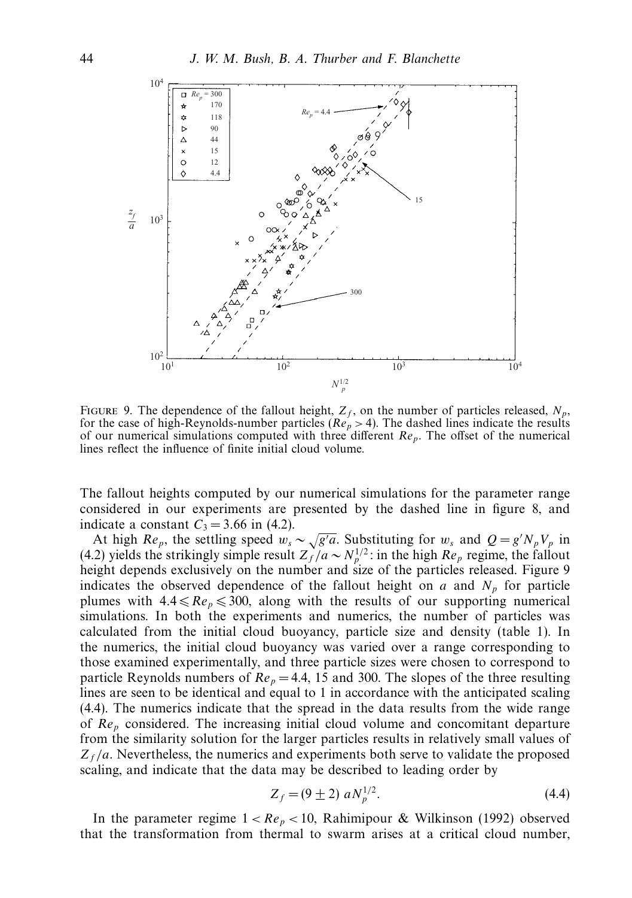FIGURE 9. The dependence of the fallout height, $Z_f$, on the number of particles released, $N_p$, for the case of high-Reynolds-number particles ($Re_p > 4$). The dashed lines indicate the results of our numerical simulations computed with three different $Re_p$. The offset of the numerical lines reflect the influence of finite initial cloud volume.

The fallout heights computed by our numerical simulations for the parameter range considered in our experiments are presented by the dashed line in figure 8, and indicate a constant $C_3 = 3.66$ in (4.2).

At high $Re_p$, the settling speed $w_s \sim \sqrt{g'a}$. Substituting for $w_s$ and $Q = g'N_pV_p$ in (4.2) yields the strikingly simple result $Z_f/a \sim N_p^{1/2}$: in the high $Re_p$ regime, the fallout height depends exclusively on the number and size of the particles released. Figure 9 indicates the observed dependence of the fallout height on $a$ and $N_p$ for particle plumes with $4.4 \leqslant Re_p \leqslant 300$, along with the results of our supporting numerical simulations. In both the experiments and numerics, the number of particles was calculated from the initial cloud buoyancy, particle size and density (table 1). In the numerics, the initial cloud buoyancy was varied over a range corresponding to those examined experimentally, and three particle sizes were chosen to correspond to particle Reynolds numbers of $Re_p = 4.4$, 15 and 300. The slopes of the three resulting lines are seen to be identical and equal to 1 in accordance with the anticipated scaling (4.4). The numerics indicate that the spread in the data results from the wide range of $Re_p$ considered. The increasing initial cloud volume and concomitant departure from the similarity solution for the larger particles results in relatively small values of $Z_f/a$. Nevertheless, the numerics and experiments both serve to validate the proposed scaling, and indicate that the data may be described to leading order by

$$Z_f = (9 \pm 2)\, aN_p^{1/2}. \tag{4.4}$$

In the parameter regime $1 < Re_p < 10$, Rahimipour & Wilkinson (1992) observed that the transformation from thermal to swarm arises at a critical cloud number,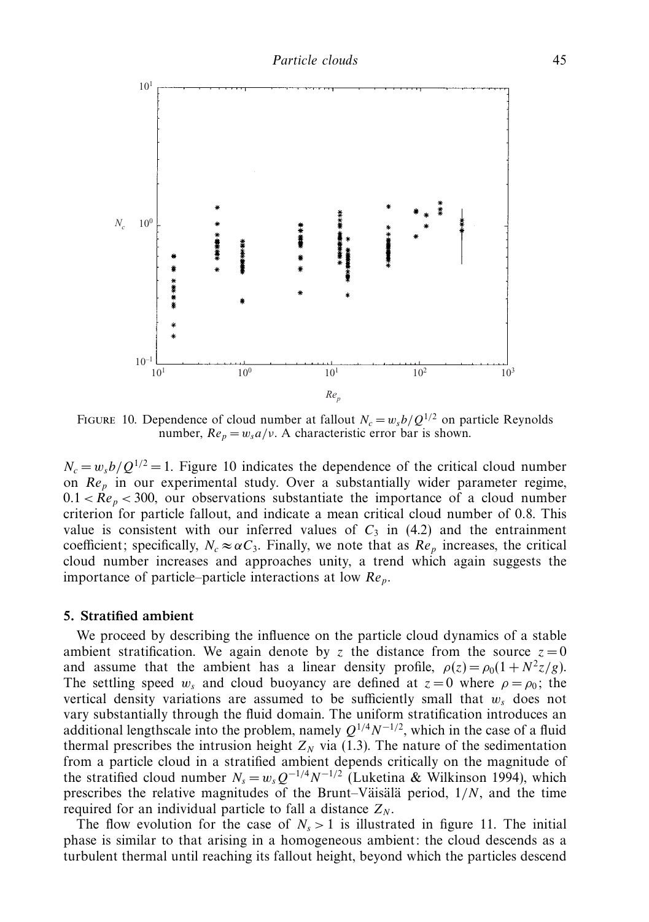FIGURE 10. Dependence of cloud number at fallout $N_c = w_s b/Q^{1/2}$ on particle Reynolds number, $Re_p = w_s a/\nu$. A characteristic error bar is shown.

$N_c = w_s b/Q^{1/2} = 1$. Figure 10 indicates the dependence of the critical cloud number on $Re_p$ in our experimental study. Over a substantially wider parameter regime, $0.1 < Re_p < 300$, our observations substantiate the importance of a cloud number criterion for particle fallout, and indicate a mean critical cloud number of 0.8. This value is consistent with our inferred values of $C_3$ in (4.2) and the entrainment coefficient; specifically, $N_c \approx \alpha C_3$. Finally, we note that as $Re_p$ increases, the critical cloud number increases and approaches unity, a trend which again suggests the importance of particle–particle interactions at low $Re_p$.

## 5. Stratified ambient

We proceed by describing the influence on the particle cloud dynamics of a stable ambient stratification. We again denote by $z$ the distance from the source $z = 0$ and assume that the ambient has a linear density profile, $\rho(z) = \rho_0(1 + N^2 z/g)$. The settling speed $w_s$ and cloud buoyancy are defined at $z = 0$ where $\rho = \rho_0$; the vertical density variations are assumed to be sufficiently small that $w_s$ does not vary substantially through the fluid domain. The uniform stratification introduces an additional lengthscale into the problem, namely $Q^{1/4}N^{-1/2}$, which in the case of a fluid thermal prescribes the intrusion height $Z_N$ via (1.3). The nature of the sedimentation from a particle cloud in a stratified ambient depends critically on the magnitude of the stratified cloud number $N_s = w_s Q^{-1/4} N^{-1/2}$ (Luketina & Wilkinson 1994), which prescribes the relative magnitudes of the Brunt–Väisälä period, $1/N$, and the time required for an individual particle to fall a distance $Z_N$.

The flow evolution for the case of $N_s > 1$ is illustrated in figure 11. The initial phase is similar to that arising in a homogeneous ambient: the cloud descends as a turbulent thermal until reaching its fallout height, beyond which the particles descend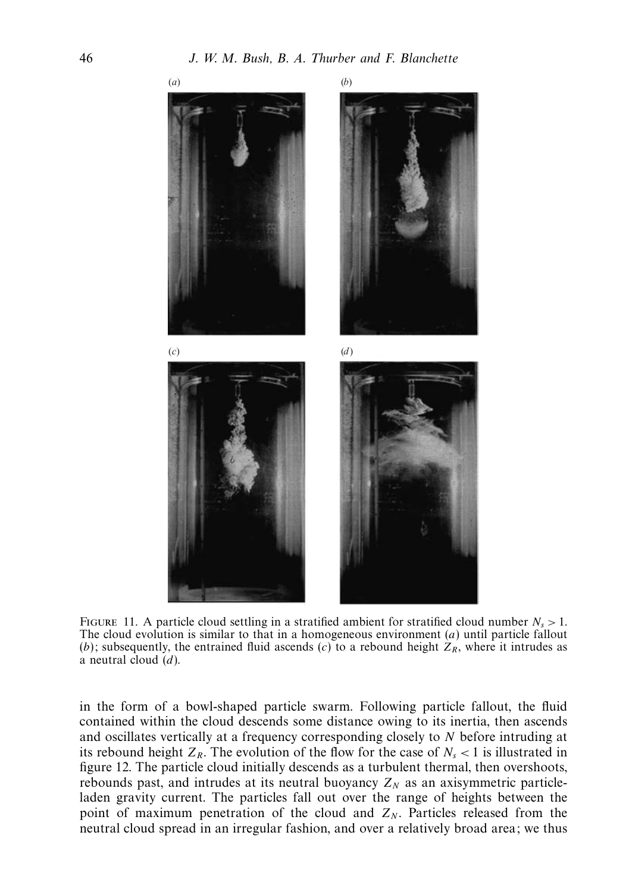FIGURE 11. A particle cloud settling in a stratified ambient for stratified cloud number $N_s > 1$. The cloud evolution is similar to that in a homogeneous environment ($a$) until particle fallout ($b$); subsequently, the entrained fluid ascends ($c$) to a rebound height $Z_R$, where it intrudes as a neutral cloud ($d$).

in the form of a bowl-shaped particle swarm. Following particle fallout, the fluid contained within the cloud descends some distance owing to its inertia, then ascends and oscillates vertically at a frequency corresponding closely to $N$ before intruding at its rebound height $Z_R$. The evolution of the flow for the case of $N_s < 1$ is illustrated in figure 12. The particle cloud initially descends as a turbulent thermal, then overshoots, rebounds past, and intrudes at its neutral buoyancy $Z_N$ as an axisymmetric particle-laden gravity current. The particles fall out over the range of heights between the point of maximum penetration of the cloud and $Z_N$. Particles released from the neutral cloud spread in an irregular fashion, and over a relatively broad area; we thus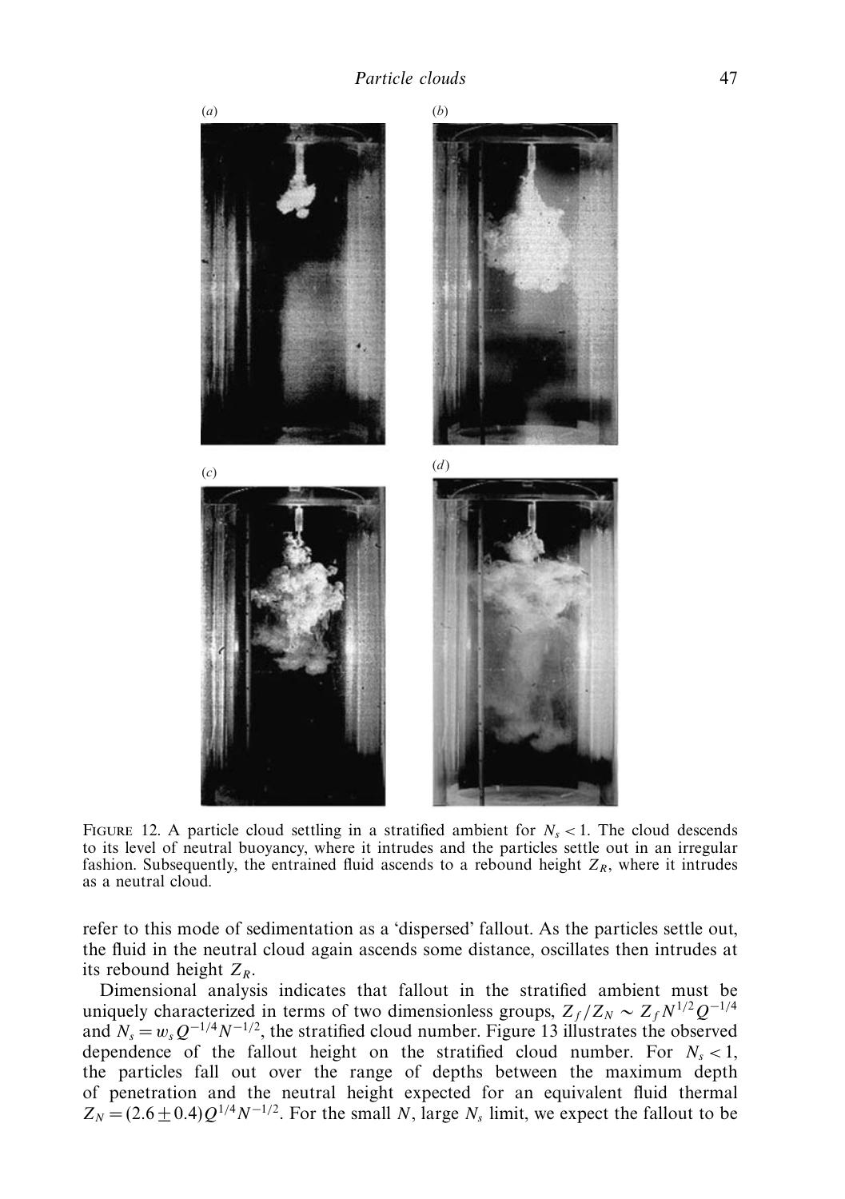(a)

(b)

(c)

(d)

FIGURE 12. A particle cloud settling in a stratified ambient for $N_s < 1$. The cloud descends to its level of neutral buoyancy, where it intrudes and the particles settle out in an irregular fashion. Subsequently, the entrained fluid ascends to a rebound height $Z_R$, where it intrudes as a neutral cloud.

refer to this mode of sedimentation as a 'dispersed' fallout. As the particles settle out, the fluid in the neutral cloud again ascends some distance, oscillates then intrudes at its rebound height $Z_R$.

Dimensional analysis indicates that fallout in the stratified ambient must be uniquely characterized in terms of two dimensionless groups, $Z_f/Z_N \sim Z_f N^{1/2} Q^{-1/4}$ and $N_s = w_s Q^{-1/4} N^{-1/2}$, the stratified cloud number. Figure 13 illustrates the observed dependence of the fallout height on the stratified cloud number. For $N_s < 1$, the particles fall out over the range of depths between the maximum depth of penetration and the neutral height expected for an equivalent fluid thermal $Z_N = (2.6 \pm 0.4) Q^{1/4} N^{-1/2}$. For the small $N$, large $N_s$ limit, we expect the fallout to be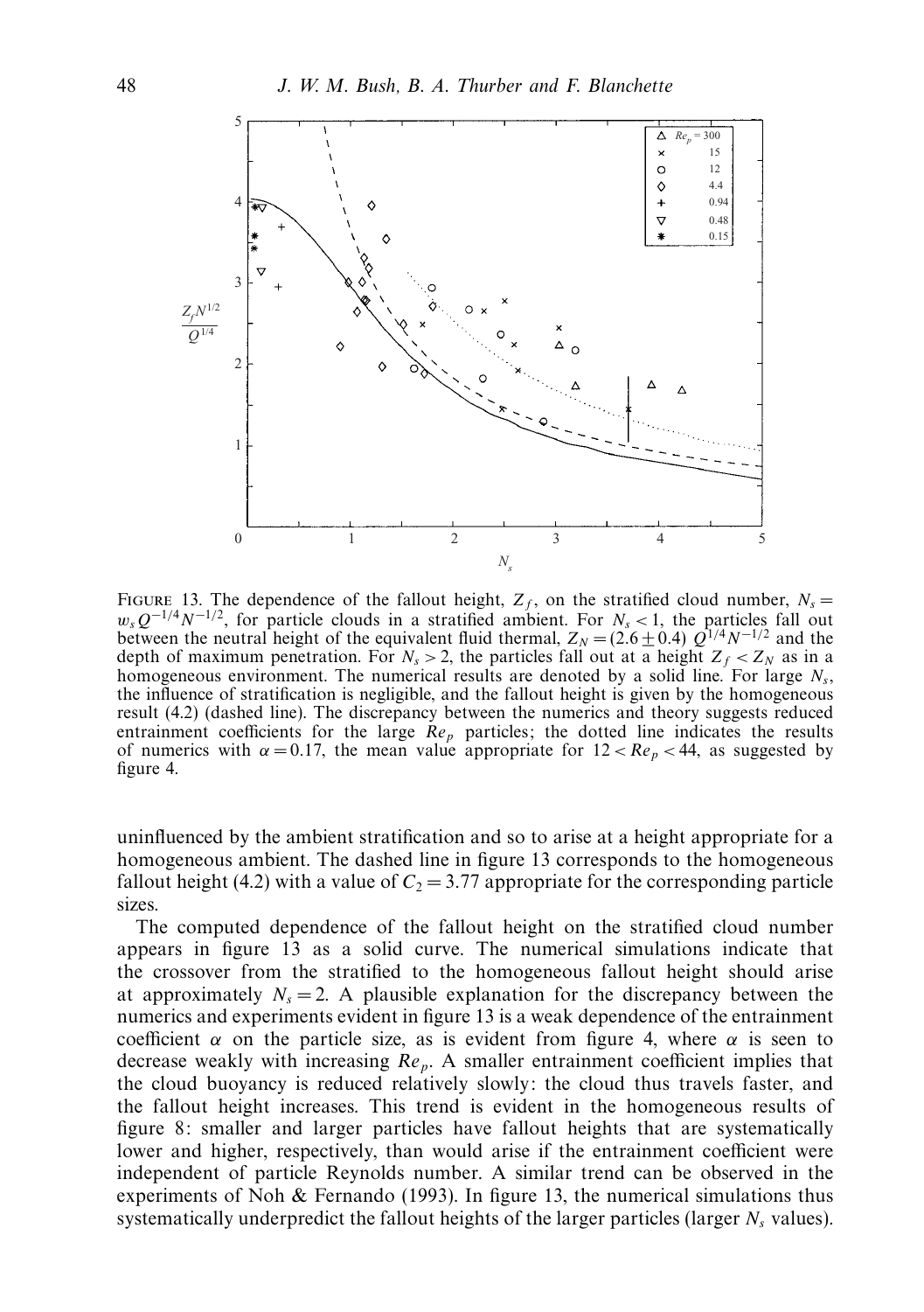FIGURE 13. The dependence of the fallout height, $Z_f$, on the stratified cloud number, $N_s = w_s Q^{-1/4} N^{-1/2}$, for particle clouds in a stratified ambient. For $N_s < 1$, the particles fall out between the neutral height of the equivalent fluid thermal, $Z_N = (2.6 \pm 0.4)\, Q^{1/4} N^{-1/2}$ and the depth of maximum penetration. For $N_s > 2$, the particles fall out at a height $Z_f < Z_N$ as in a homogeneous environment. The numerical results are denoted by a solid line. For large $N_s$, the influence of stratification is negligible, and the fallout height is given by the homogeneous result (4.2) (dashed line). The discrepancy between the numerics and theory suggests reduced entrainment coefficients for the large $Re_p$ particles; the dotted line indicates the results of numerics with $\alpha = 0.17$, the mean value appropriate for $12 < Re_p < 44$, as suggested by figure 4.

uninfluenced by the ambient stratification and so to arise at a height appropriate for a homogeneous ambient. The dashed line in figure 13 corresponds to the homogeneous fallout height (4.2) with a value of $C_2 = 3.77$ appropriate for the corresponding particle sizes.

The computed dependence of the fallout height on the stratified cloud number appears in figure 13 as a solid curve. The numerical simulations indicate that the crossover from the stratified to the homogeneous fallout height should arise at approximately $N_s = 2$. A plausible explanation for the discrepancy between the numerics and experiments evident in figure 13 is a weak dependence of the entrainment coefficient $\alpha$ on the particle size, as is evident from figure 4, where $\alpha$ is seen to decrease weakly with increasing $Re_p$. A smaller entrainment coefficient implies that the cloud buoyancy is reduced relatively slowly: the cloud thus travels faster, and the fallout height increases. This trend is evident in the homogeneous results of figure 8: smaller and larger particles have fallout heights that are systematically lower and higher, respectively, than would arise if the entrainment coefficient were independent of particle Reynolds number. A similar trend can be observed in the experiments of Noh & Fernando (1993). In figure 13, the numerical simulations thus systematically underpredict the fallout heights of the larger particles (larger $N_s$ values).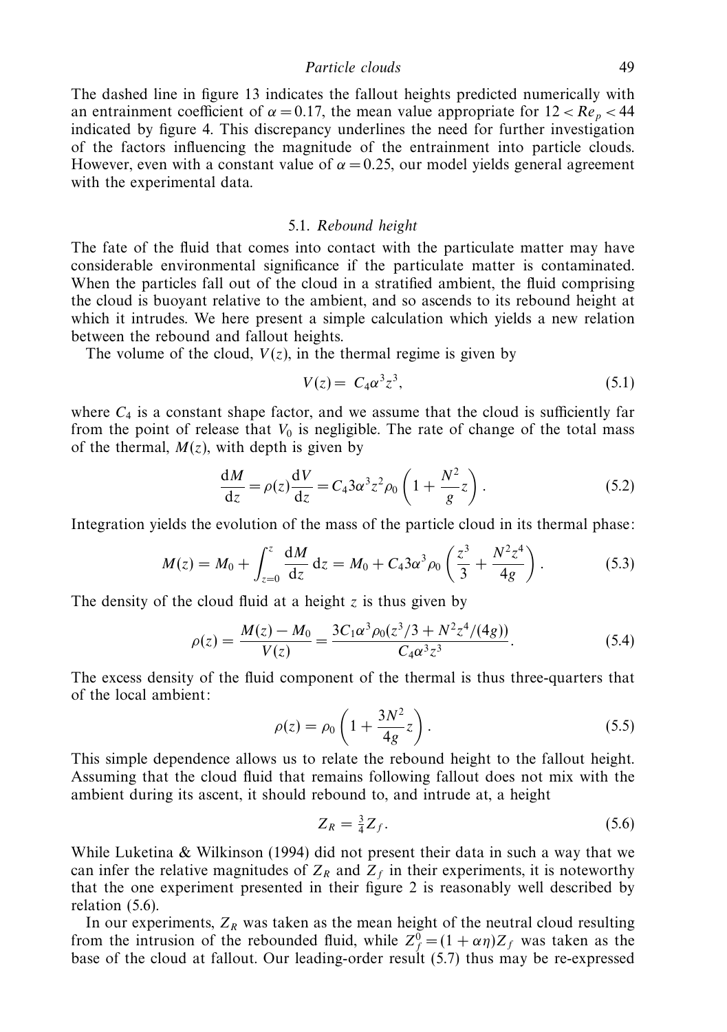The dashed line in figure 13 indicates the fallout heights predicted numerically with an entrainment coefficient of $\alpha = 0.17$, the mean value appropriate for $12 < Re_p < 44$ indicated by figure 4. This discrepancy underlines the need for further investigation of the factors influencing the magnitude of the entrainment into particle clouds. However, even with a constant value of $\alpha = 0.25$, our model yields general agreement with the experimental data.

### 5.1. *Rebound height*

The fate of the fluid that comes into contact with the particulate matter may have considerable environmental significance if the particulate matter is contaminated. When the particles fall out of the cloud in a stratified ambient, the fluid comprising the cloud is buoyant relative to the ambient, and so ascends to its rebound height at which it intrudes. We here present a simple calculation which yields a new relation between the rebound and fallout heights.

The volume of the cloud, $V(z)$, in the thermal regime is given by

$$V(z) = C_4 \alpha^3 z^3, \tag{5.1}$$

where $C_4$ is a constant shape factor, and we assume that the cloud is sufficiently far from the point of release that $V_0$ is negligible. The rate of change of the total mass of the thermal, $M(z)$, with depth is given by

$$\frac{\mathrm{d}M}{\mathrm{d}z} = \rho(z)\frac{\mathrm{d}V}{\mathrm{d}z} = C_4 3\alpha^3 z^2 \rho_0 \left(1 + \frac{N^2}{g} z\right). \tag{5.2}$$

Integration yields the evolution of the mass of the particle cloud in its thermal phase:

$$M(z) = M_0 + \int_{z=0}^{z} \frac{\mathrm{d}M}{\mathrm{d}z}\,\mathrm{d}z = M_0 + C_4 3\alpha^3 \rho_0 \left(\frac{z^3}{3} + \frac{N^2 z^4}{4g}\right). \tag{5.3}$$

The density of the cloud fluid at a height $z$ is thus given by

$$\rho(z) = \frac{M(z) - M_0}{V(z)} = \frac{3C_1 \alpha^3 \rho_0 (z^3/3 + N^2 z^4/(4g))}{C_4 \alpha^3 z^3}. \tag{5.4}$$

The excess density of the fluid component of the thermal is thus three-quarters that of the local ambient:

$$\rho(z) = \rho_0 \left(1 + \frac{3N^2}{4g} z\right). \tag{5.5}$$

This simple dependence allows us to relate the rebound height to the fallout height. Assuming that the cloud fluid that remains following fallout does not mix with the ambient during its ascent, it should rebound to, and intrude at, a height

$$Z_R = \tfrac{3}{4} Z_f. \tag{5.6}$$

While Luketina & Wilkinson (1994) did not present their data in such a way that we can infer the relative magnitudes of $Z_R$ and $Z_f$ in their experiments, it is noteworthy that the one experiment presented in their figure 2 is reasonably well described by relation (5.6).

In our experiments, $Z_R$ was taken as the mean height of the neutral cloud resulting from the intrusion of the rebounded fluid, while $Z_f^0 = (1 + \alpha\eta) Z_f$ was taken as the base of the cloud at fallout. Our leading-order result (5.7) thus may be re-expressed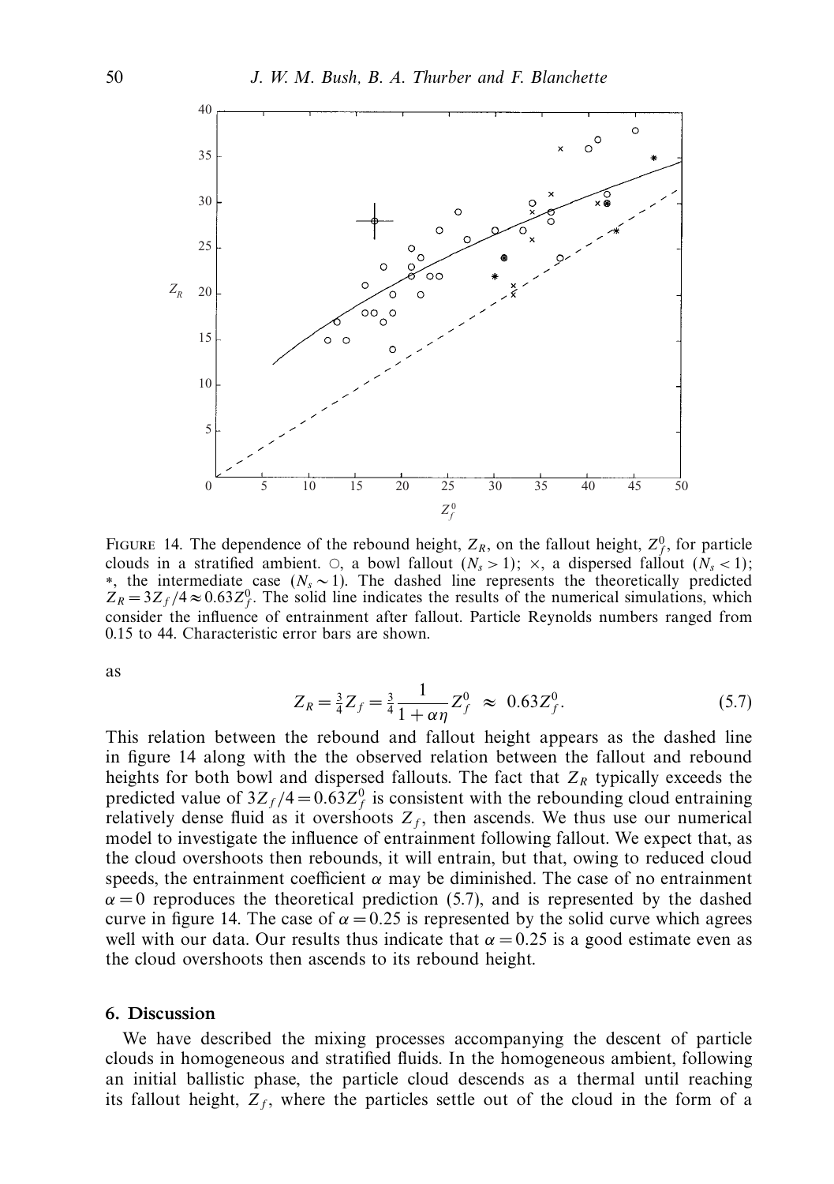FIGURE 14. The dependence of the rebound height, $Z_R$, on the fallout height, $Z_f^0$, for particle clouds in a stratified ambient. ○, a bowl fallout ($N_s > 1$); ×, a dispersed fallout ($N_s < 1$); ∗, the intermediate case ($N_s \sim 1$). The dashed line represents the theoretically predicted $Z_R = 3Z_f/4 \approx 0.63Z_f^0$. The solid line indicates the results of the numerical simulations, which consider the influence of entrainment after fallout. Particle Reynolds numbers ranged from 0.15 to 44. Characteristic error bars are shown.

as

$$Z_R = \tfrac{3}{4}Z_f = \tfrac{3}{4}\frac{1}{1+\alpha\eta}Z_f^0 \;\approx\; 0.63Z_f^0. \tag{5.7}$$

This relation between the rebound and fallout height appears as the dashed line in figure 14 along with the the observed relation between the fallout and rebound heights for both bowl and dispersed fallouts. The fact that $Z_R$ typically exceeds the predicted value of $3Z_f/4 = 0.63Z_f^0$ is consistent with the rebounding cloud entraining relatively dense fluid as it overshoots $Z_f$, then ascends. We thus use our numerical model to investigate the influence of entrainment following fallout. We expect that, as the cloud overshoots then rebounds, it will entrain, but that, owing to reduced cloud speeds, the entrainment coefficient $\alpha$ may be diminished. The case of no entrainment $\alpha = 0$ reproduces the theoretical prediction (5.7), and is represented by the dashed curve in figure 14. The case of $\alpha = 0.25$ is represented by the solid curve which agrees well with our data. Our results thus indicate that $\alpha = 0.25$ is a good estimate even as the cloud overshoots then ascends to its rebound height.

## 6. Discussion

We have described the mixing processes accompanying the descent of particle clouds in homogeneous and stratified fluids. In the homogeneous ambient, following an initial ballistic phase, the particle cloud descends as a thermal until reaching its fallout height, $Z_f$, where the particles settle out of the cloud in the form of a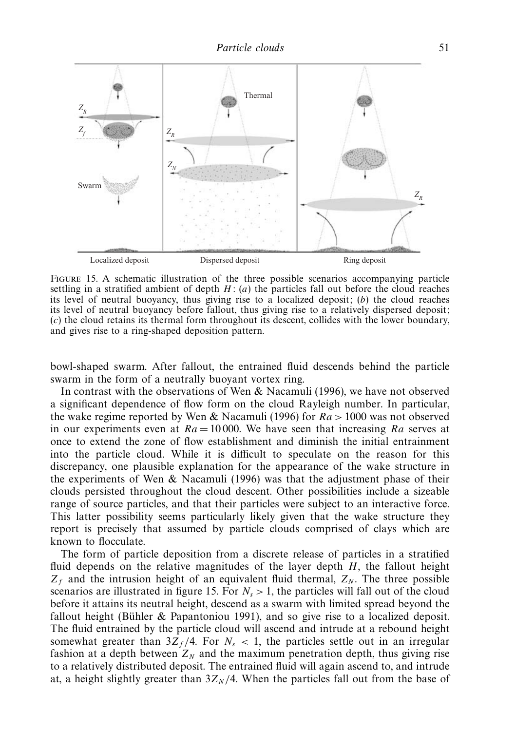FIGURE 15. A schematic illustration of the three possible scenarios accompanying particle settling in a stratified ambient of depth $H$: (*a*) the particles fall out before the cloud reaches its level of neutral buoyancy, thus giving rise to a localized deposit; (*b*) the cloud reaches its level of neutral buoyancy before fallout, thus giving rise to a relatively dispersed deposit; (*c*) the cloud retains its thermal form throughout its descent, collides with the lower boundary, and gives rise to a ring-shaped deposition pattern.

bowl-shaped swarm. After fallout, the entrained fluid descends behind the particle swarm in the form of a neutrally buoyant vortex ring.

In contrast with the observations of Wen & Nacamuli (1996), we have not observed a significant dependence of flow form on the cloud Rayleigh number. In particular, the wake regime reported by Wen & Nacamuli (1996) for $Ra > 1000$ was not observed in our experiments even at $Ra = 10\,000$. We have seen that increasing $Ra$ serves at once to extend the zone of flow establishment and diminish the initial entrainment into the particle cloud. While it is difficult to speculate on the reason for this discrepancy, one plausible explanation for the appearance of the wake structure in the experiments of Wen & Nacamuli (1996) was that the adjustment phase of their clouds persisted throughout the cloud descent. Other possibilities include a sizeable range of source particles, and that their particles were subject to an interactive force. This latter possibility seems particularly likely given that the wake structure they report is precisely that assumed by particle clouds comprised of clays which are known to flocculate.

The form of particle deposition from a discrete release of particles in a stratified fluid depends on the relative magnitudes of the layer depth $H$, the fallout height $Z_f$ and the intrusion height of an equivalent fluid thermal, $Z_N$. The three possible scenarios are illustrated in figure 15. For $N_s > 1$, the particles will fall out of the cloud before it attains its neutral height, descend as a swarm with limited spread beyond the fallout height (Bühler & Papantoniou 1991), and so give rise to a localized deposit. The fluid entrained by the particle cloud will ascend and intrude at a rebound height somewhat greater than $3Z_f/4$. For $N_s < 1$, the particles settle out in an irregular fashion at a depth between $Z_N$ and the maximum penetration depth, thus giving rise to a relatively distributed deposit. The entrained fluid will again ascend to, and intrude at, a height slightly greater than $3Z_N/4$. When the particles fall out from the base of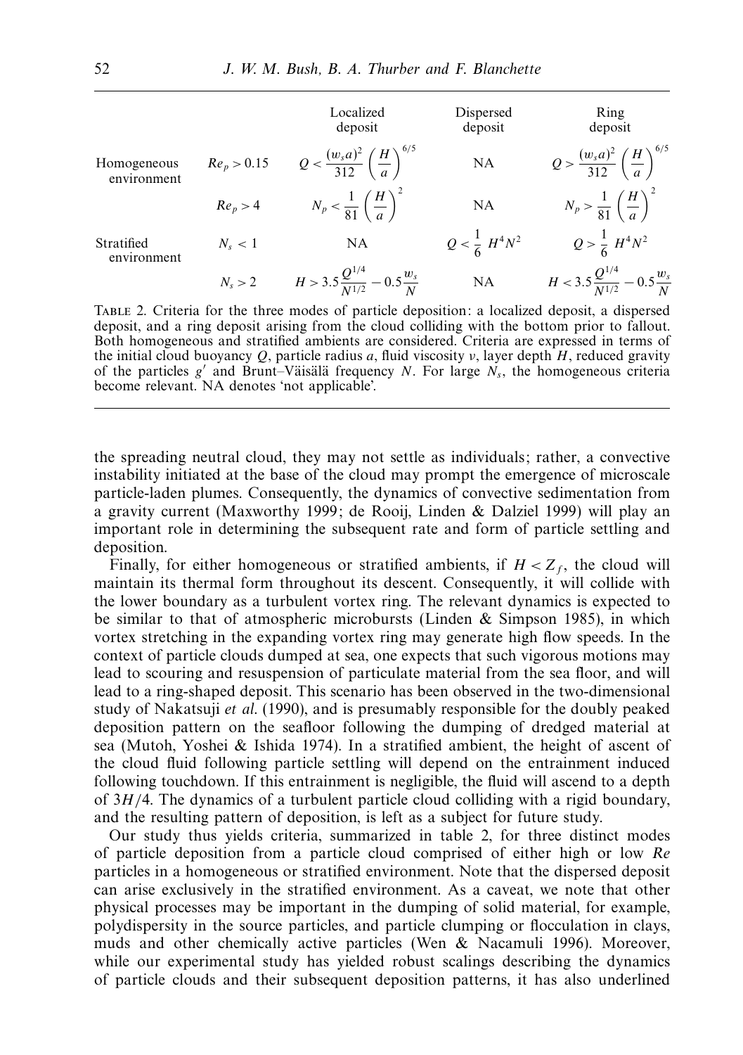| | | Localized deposit | Dispersed deposit | Ring deposit |
|---|---|---|---|---|
| Homogeneous environment | $Re_p > 0.15$ | $Q < \frac{(w_s a)^2}{312}\left(\frac{H}{a}\right)^{6/5}$ | NA | $Q > \frac{(w_s a)^2}{312}\left(\frac{H}{a}\right)^{6/5}$ |
| | $Re_p > 4$ | $N_p < \frac{1}{81}\left(\frac{H}{a}\right)^2$ | NA | $N_p > \frac{1}{81}\left(\frac{H}{a}\right)^2$ |
| Stratified environment | $N_s < 1$ | NA | $Q < \frac{1}{6}\ H^4 N^2$ | $Q > \frac{1}{6}\ H^4 N^2$ |
| | $N_s > 2$ | $H > 3.5\frac{Q^{1/4}}{N^{1/2}} - 0.5\frac{w_s}{N}$ | NA | $H < 3.5\frac{Q^{1/4}}{N^{1/2}} - 0.5\frac{w_s}{N}$ |

Table 2. Criteria for the three modes of particle deposition: a localized deposit, a dispersed deposit, and a ring deposit arising from the cloud colliding with the bottom prior to fallout. Both homogeneous and stratified ambients are considered. Criteria are expressed in terms of the initial cloud buoyancy $Q$, particle radius $a$, fluid viscosity $\nu$, layer depth $H$, reduced gravity of the particles $g'$ and Brunt–Väisälä frequency $N$. For large $N_s$, the homogeneous criteria become relevant. NA denotes 'not applicable'.

the spreading neutral cloud, they may not settle as individuals; rather, a convective instability initiated at the base of the cloud may prompt the emergence of microscale particle-laden plumes. Consequently, the dynamics of convective sedimentation from a gravity current (Maxworthy 1999; de Rooij, Linden & Dalziel 1999) will play an important role in determining the subsequent rate and form of particle settling and deposition.

Finally, for either homogeneous or stratified ambients, if $H < Z_f$, the cloud will maintain its thermal form throughout its descent. Consequently, it will collide with the lower boundary as a turbulent vortex ring. The relevant dynamics is expected to be similar to that of atmospheric microbursts (Linden & Simpson 1985), in which vortex stretching in the expanding vortex ring may generate high flow speeds. In the context of particle clouds dumped at sea, one expects that such vigorous motions may lead to scouring and resuspension of particulate material from the sea floor, and will lead to a ring-shaped deposit. This scenario has been observed in the two-dimensional study of Nakatsuji *et al.* (1990), and is presumably responsible for the doubly peaked deposition pattern on the seafloor following the dumping of dredged material at sea (Mutoh, Yoshei & Ishida 1974). In a stratified ambient, the height of ascent of the cloud fluid following particle settling will depend on the entrainment induced following touchdown. If this entrainment is negligible, the fluid will ascend to a depth of $3H/4$. The dynamics of a turbulent particle cloud colliding with a rigid boundary, and the resulting pattern of deposition, is left as a subject for future study.

Our study thus yields criteria, summarized in table 2, for three distinct modes of particle deposition from a particle cloud comprised of either high or low $Re$ particles in a homogeneous or stratified environment. Note that the dispersed deposit can arise exclusively in the stratified environment. As a caveat, we note that other physical processes may be important in the dumping of solid material, for example, polydispersity in the source particles, and particle clumping or flocculation in clays, muds and other chemically active particles (Wen & Nacamuli 1996). Moreover, while our experimental study has yielded robust scalings describing the dynamics of particle clouds and their subsequent deposition patterns, it has also underlined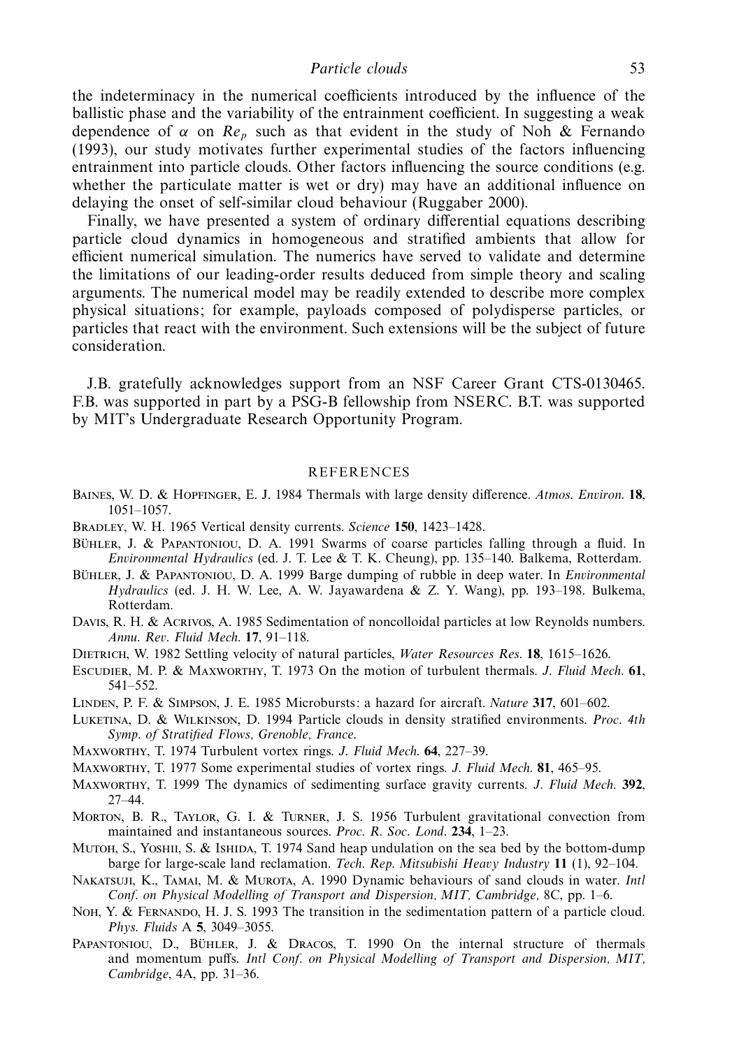the indeterminacy in the numerical coefficients introduced by the influence of the ballistic phase and the variability of the entrainment coefficient. In suggesting a weak dependence of $\alpha$ on $Re_p$ such as that evident in the study of Noh & Fernando (1993), our study motivates further experimental studies of the factors influencing entrainment into particle clouds. Other factors influencing the source conditions (e.g. whether the particulate matter is wet or dry) may have an additional influence on delaying the onset of self-similar cloud behaviour (Ruggaber 2000).

Finally, we have presented a system of ordinary differential equations describing particle cloud dynamics in homogeneous and stratified ambients that allow for efficient numerical simulation. The numerics have served to validate and determine the limitations of our leading-order results deduced from simple theory and scaling arguments. The numerical model may be readily extended to describe more complex physical situations; for example, payloads composed of polydisperse particles, or particles that react with the environment. Such extensions will be the subject of future consideration.

J.B. gratefully acknowledges support from an NSF Career Grant CTS-0130465. F.B. was supported in part by a PSG-B fellowship from NSERC. B.T. was supported by MIT's Undergraduate Research Opportunity Program.

## REFERENCES

Baines, W. D. & Hopfinger, E. J. 1984 Thermals with large density difference. *Atmos. Environ.* **18**, 1051–1057.

Bradley, W. H. 1965 Vertical density currents. *Science* **150**, 1423–1428.

Bühler, J. & Papantoniou, D. A. 1991 Swarms of coarse particles falling through a fluid. In *Environmental Hydraulics* (ed. J. T. Lee & T. K. Cheung), pp. 135–140. Balkema, Rotterdam.

Bühler, J. & Papantoniou, D. A. 1999 Barge dumping of rubble in deep water. In *Environmental Hydraulics* (ed. J. H. W. Lee, A. W. Jayawardena & Z. Y. Wang), pp. 193–198. Bulkema, Rotterdam.

Davis, R. H. & Acrivos, A. 1985 Sedimentation of noncolloidal particles at low Reynolds numbers. *Annu. Rev. Fluid Mech.* **17**, 91–118.

Dietrich, W. 1982 Settling velocity of natural particles, *Water Resources Res.* **18**, 1615–1626.

Escudier, M. P. & Maxworthy, T. 1973 On the motion of turbulent thermals. *J. Fluid Mech.* **61**, 541–552.

Linden, P. F. & Simpson, J. E. 1985 Microbursts: a hazard for aircraft. *Nature* **317**, 601–602.

Luketina, D. & Wilkinson, D. 1994 Particle clouds in density stratified environments. *Proc. 4th Symp. of Stratified Flows, Grenoble, France*.

Maxworthy, T. 1974 Turbulent vortex rings. *J. Fluid Mech.* **64**, 227–39.

Maxworthy, T. 1977 Some experimental studies of vortex rings. *J. Fluid Mech.* **81**, 465–95.

Maxworthy, T. 1999 The dynamics of sedimenting surface gravity currents. *J. Fluid Mech.* **392**, 27–44.

Morton, B. R., Taylor, G. I. & Turner, J. S. 1956 Turbulent gravitational convection from maintained and instantaneous sources. *Proc. R. Soc. Lond.* **234**, 1–23.

Mutoh, S., Yoshii, S. & Ishida, T. 1974 Sand heap undulation on the sea bed by the bottom-dump barge for large-scale land reclamation. *Tech. Rep. Mitsubishi Heavy Industry* **11** (1), 92–104.

Nakatsuji, K., Tamai, M. & Murota, A. 1990 Dynamic behaviours of sand clouds in water. *Intl Conf. on Physical Modelling of Transport and Dispersion, MIT, Cambridge*, 8C, pp. 1–6.

Noh, Y. & Fernando, H. J. S. 1993 The transition in the sedimentation pattern of a particle cloud. *Phys. Fluids* A **5**, 3049–3055.

Papantoniou, D., Bühler, J. & Dracos, T. 1990 On the internal structure of thermals and momentum puffs. *Intl Conf. on Physical Modelling of Transport and Dispersion, MIT, Cambridge*, 4A, pp. 31–36.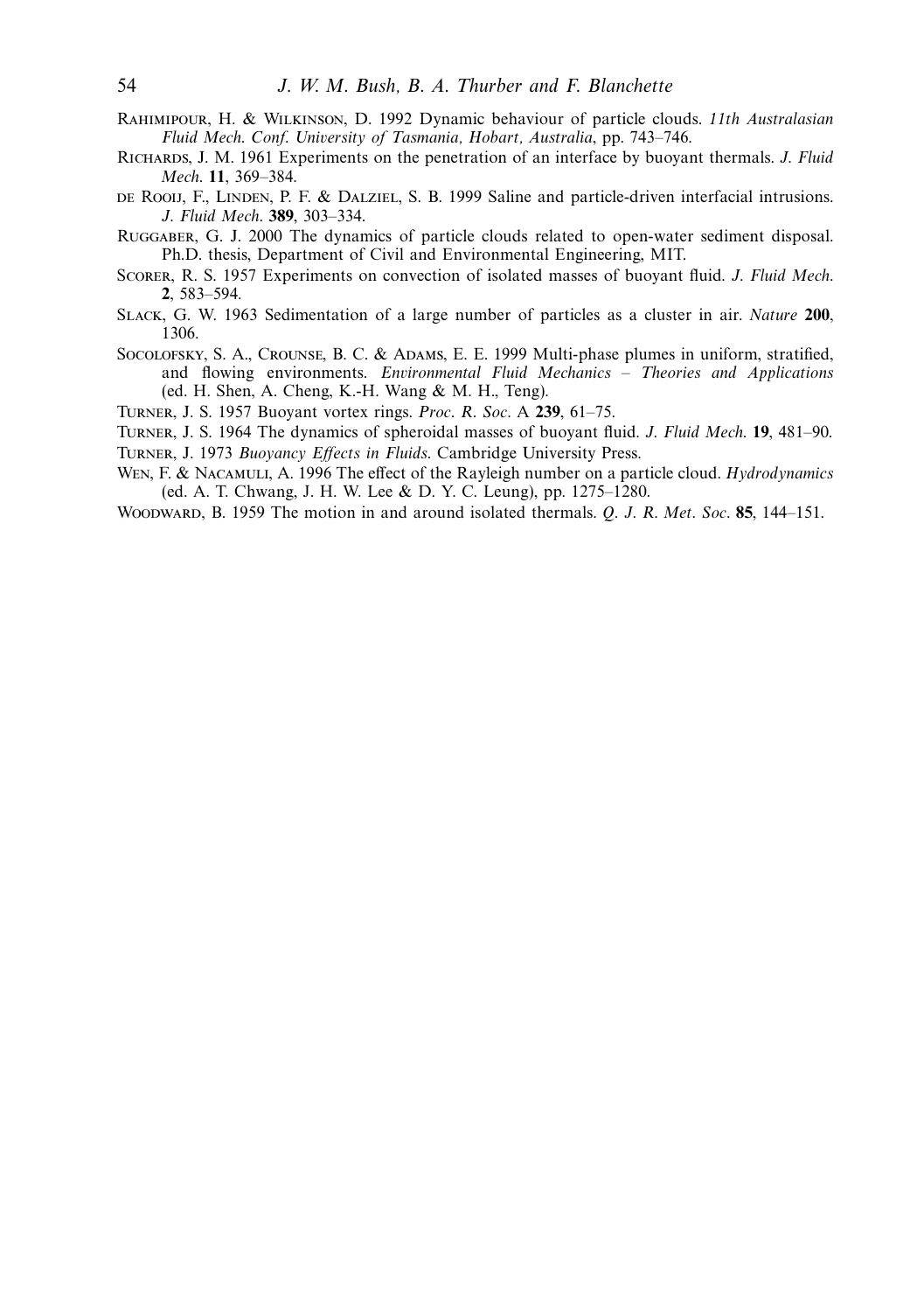Rahimipour, H. & Wilkinson, D. 1992 Dynamic behaviour of particle clouds. *11th Australasian Fluid Mech. Conf. University of Tasmania, Hobart, Australia*, pp. 743–746.

Richards, J. M. 1961 Experiments on the penetration of an interface by buoyant thermals. *J. Fluid Mech.* **11**, 369–384.

de Rooij, F., Linden, P. F. & Dalziel, S. B. 1999 Saline and particle-driven interfacial intrusions. *J. Fluid Mech.* **389**, 303–334.

Ruggaber, G. J. 2000 The dynamics of particle clouds related to open-water sediment disposal. Ph.D. thesis, Department of Civil and Environmental Engineering, MIT.

Scorer, R. S. 1957 Experiments on convection of isolated masses of buoyant fluid. *J. Fluid Mech.* **2**, 583–594.

Slack, G. W. 1963 Sedimentation of a large number of particles as a cluster in air. *Nature* **200**, 1306.

Socolofsky, S. A., Crounse, B. C. & Adams, E. E. 1999 Multi-phase plumes in uniform, stratified, and flowing environments. *Environmental Fluid Mechanics – Theories and Applications* (ed. H. Shen, A. Cheng, K.-H. Wang & M. H., Teng).

Turner, J. S. 1957 Buoyant vortex rings. *Proc. R. Soc.* A **239**, 61–75.

Turner, J. S. 1964 The dynamics of spheroidal masses of buoyant fluid. *J. Fluid Mech.* **19**, 481–90.

Turner, J. 1973 *Buoyancy Effects in Fluids*. Cambridge University Press.

Wen, F. & Nacamuli, A. 1996 The effect of the Rayleigh number on a particle cloud. *Hydrodynamics* (ed. A. T. Chwang, J. H. W. Lee & D. Y. C. Leung), pp. 1275–1280.

Woodward, B. 1959 The motion in and around isolated thermals. *Q. J. R. Met. Soc.* **85**, 144–151.